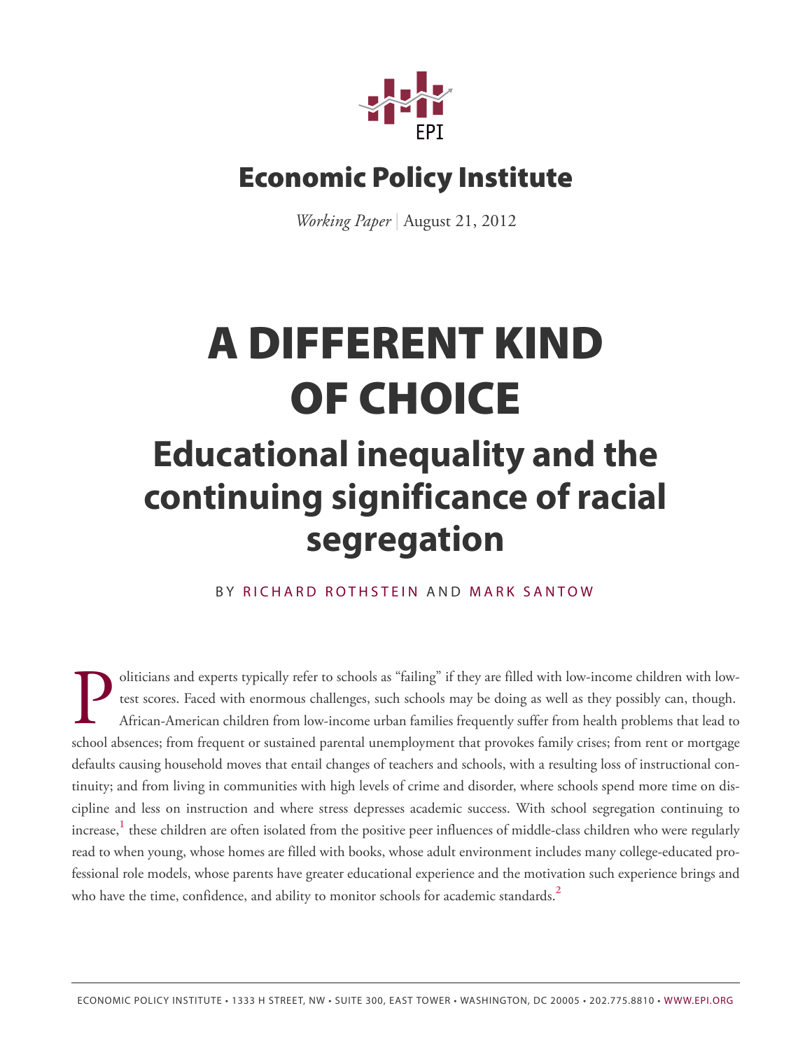Economic Policy Institute

*Working Paper* | August 21, 2012

# A DIFFERENT KIND OF CHOICE

## Educational inequality and the continuing significance of racial segregation

BY RICHARD ROTHSTEIN AND MARK SANTOW

Politicians and experts typically refer to schools as "failing" if they are filled with low-income children with low-test scores. Faced with enormous challenges, such schools may be doing as well as they possibly can, though. African-American children from low-income urban families frequently suffer from health problems that lead to school absences; from frequent or sustained parental unemployment that provokes family crises; from rent or mortgage defaults causing household moves that entail changes of teachers and schools, with a resulting loss of instructional continuity; and from living in communities with high levels of crime and disorder, where schools spend more time on discipline and less on instruction and where stress depresses academic success. With school segregation continuing to increase,[1] these children are often isolated from the positive peer influences of middle-class children who were regularly read to when young, whose homes are filled with books, whose adult environment includes many college-educated professional role models, whose parents have greater educational experience and the motivation such experience brings and who have the time, confidence, and ability to monitor schools for academic standards.[2]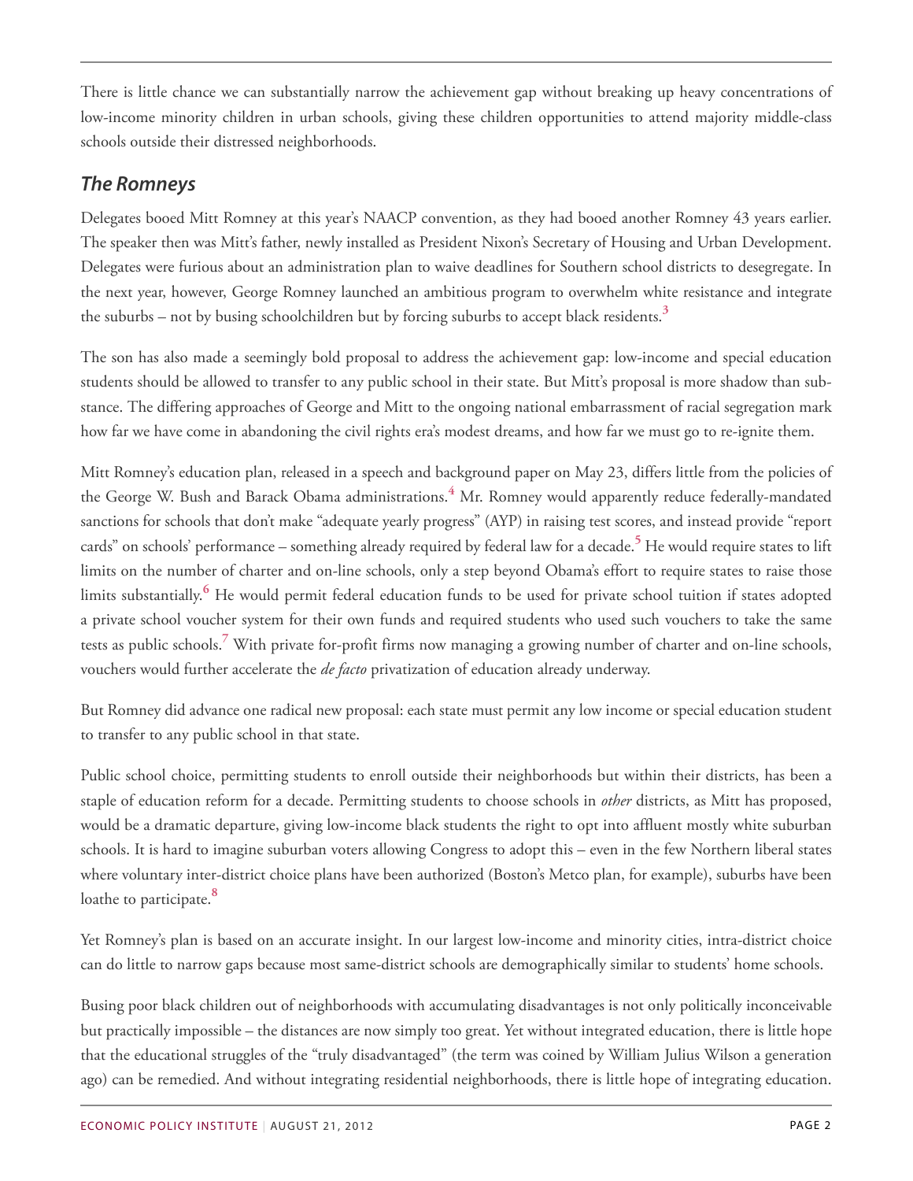There is little chance we can substantially narrow the achievement gap without breaking up heavy concentrations of low-income minority children in urban schools, giving these children opportunities to attend majority middle-class schools outside their distressed neighborhoods.

## *The Romneys*

Delegates booed Mitt Romney at this year's NAACP convention, as they had booed another Romney 43 years earlier. The speaker then was Mitt's father, newly installed as President Nixon's Secretary of Housing and Urban Development. Delegates were furious about an administration plan to waive deadlines for Southern school districts to desegregate. In the next year, however, George Romney launched an ambitious program to overwhelm white resistance and integrate the suburbs – not by busing schoolchildren but by forcing suburbs to accept black residents.[3]

The son has also made a seemingly bold proposal to address the achievement gap: low-income and special education students should be allowed to transfer to any public school in their state. But Mitt's proposal is more shadow than substance. The differing approaches of George and Mitt to the ongoing national embarrassment of racial segregation mark how far we have come in abandoning the civil rights era's modest dreams, and how far we must go to re-ignite them.

Mitt Romney's education plan, released in a speech and background paper on May 23, differs little from the policies of the George W. Bush and Barack Obama administrations.[4] Mr. Romney would apparently reduce federally-mandated sanctions for schools that don't make "adequate yearly progress" (AYP) in raising test scores, and instead provide "report cards" on schools' performance – something already required by federal law for a decade.[5] He would require states to lift limits on the number of charter and on-line schools, only a step beyond Obama's effort to require states to raise those limits substantially.[6] He would permit federal education funds to be used for private school tuition if states adopted a private school voucher system for their own funds and required students who used such vouchers to take the same tests as public schools.[7] With private for-profit firms now managing a growing number of charter and on-line schools, vouchers would further accelerate the *de facto* privatization of education already underway.

But Romney did advance one radical new proposal: each state must permit any low income or special education student to transfer to any public school in that state.

Public school choice, permitting students to enroll outside their neighborhoods but within their districts, has been a staple of education reform for a decade. Permitting students to choose schools in *other* districts, as Mitt has proposed, would be a dramatic departure, giving low-income black students the right to opt into affluent mostly white suburban schools. It is hard to imagine suburban voters allowing Congress to adopt this – even in the few Northern liberal states where voluntary inter-district choice plans have been authorized (Boston's Metco plan, for example), suburbs have been loathe to participate.[8]

Yet Romney's plan is based on an accurate insight. In our largest low-income and minority cities, intra-district choice can do little to narrow gaps because most same-district schools are demographically similar to students' home schools.

Busing poor black children out of neighborhoods with accumulating disadvantages is not only politically inconceivable but practically impossible – the distances are now simply too great. Yet without integrated education, there is little hope that the educational struggles of the "truly disadvantaged" (the term was coined by William Julius Wilson a generation ago) can be remedied. And without integrating residential neighborhoods, there is little hope of integrating education.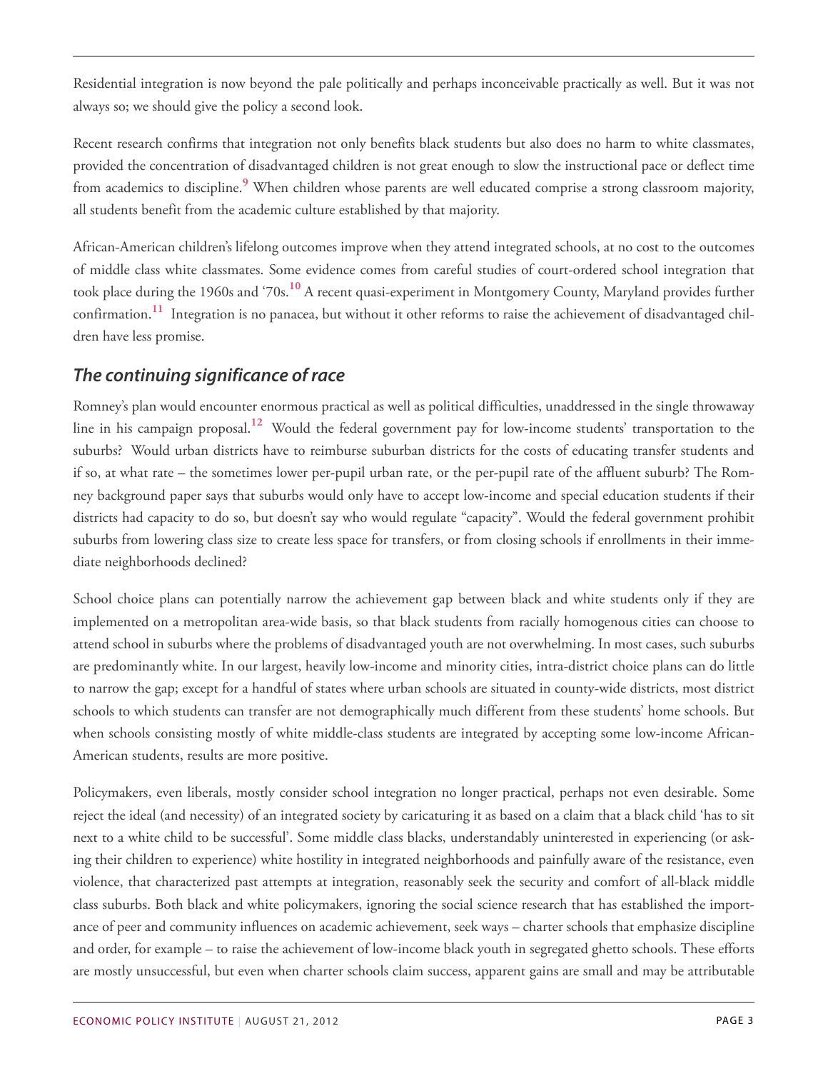Residential integration is now beyond the pale politically and perhaps inconceivable practically as well. But it was not always so; we should give the policy a second look.

Recent research confirms that integration not only benefits black students but also does no harm to white classmates, provided the concentration of disadvantaged children is not great enough to slow the instructional pace or deflect time from academics to discipline.[9] When children whose parents are well educated comprise a strong classroom majority, all students benefit from the academic culture established by that majority.

African-American children's lifelong outcomes improve when they attend integrated schools, at no cost to the outcomes of middle class white classmates. Some evidence comes from careful studies of court-ordered school integration that took place during the 1960s and '70s.[10] A recent quasi-experiment in Montgomery County, Maryland provides further confirmation.[11] Integration is no panacea, but without it other reforms to raise the achievement of disadvantaged children have less promise.

## *The continuing significance of race*

Romney's plan would encounter enormous practical as well as political difficulties, unaddressed in the single throwaway line in his campaign proposal.[12] Would the federal government pay for low-income students' transportation to the suburbs? Would urban districts have to reimburse suburban districts for the costs of educating transfer students and if so, at what rate – the sometimes lower per-pupil urban rate, or the per-pupil rate of the affluent suburb? The Romney background paper says that suburbs would only have to accept low-income and special education students if their districts had capacity to do so, but doesn't say who would regulate "capacity". Would the federal government prohibit suburbs from lowering class size to create less space for transfers, or from closing schools if enrollments in their immediate neighborhoods declined?

School choice plans can potentially narrow the achievement gap between black and white students only if they are implemented on a metropolitan area-wide basis, so that black students from racially homogenous cities can choose to attend school in suburbs where the problems of disadvantaged youth are not overwhelming. In most cases, such suburbs are predominantly white. In our largest, heavily low-income and minority cities, intra-district choice plans can do little to narrow the gap; except for a handful of states where urban schools are situated in county-wide districts, most district schools to which students can transfer are not demographically much different from these students' home schools. But when schools consisting mostly of white middle-class students are integrated by accepting some low-income African-American students, results are more positive.

Policymakers, even liberals, mostly consider school integration no longer practical, perhaps not even desirable. Some reject the ideal (and necessity) of an integrated society by caricaturing it as based on a claim that a black child 'has to sit next to a white child to be successful'. Some middle class blacks, understandably uninterested in experiencing (or asking their children to experience) white hostility in integrated neighborhoods and painfully aware of the resistance, even violence, that characterized past attempts at integration, reasonably seek the security and comfort of all-black middle class suburbs. Both black and white policymakers, ignoring the social science research that has established the importance of peer and community influences on academic achievement, seek ways – charter schools that emphasize discipline and order, for example – to raise the achievement of low-income black youth in segregated ghetto schools. These efforts are mostly unsuccessful, but even when charter schools claim success, apparent gains are small and may be attributable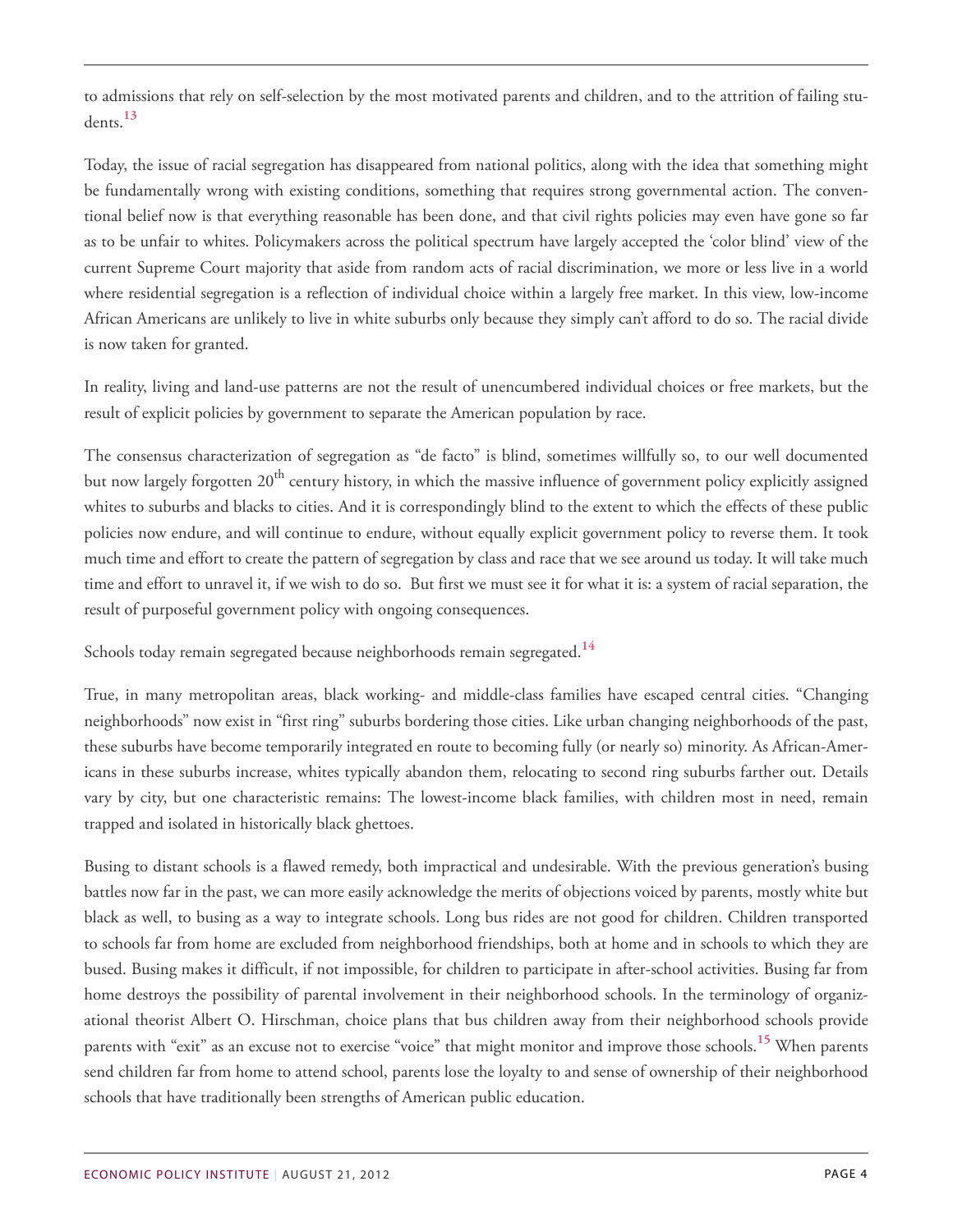to admissions that rely on self-selection by the most motivated parents and children, and to the attrition of failing students.[13]

Today, the issue of racial segregation has disappeared from national politics, along with the idea that something might be fundamentally wrong with existing conditions, something that requires strong governmental action. The conventional belief now is that everything reasonable has been done, and that civil rights policies may even have gone so far as to be unfair to whites. Policymakers across the political spectrum have largely accepted the 'color blind' view of the current Supreme Court majority that aside from random acts of racial discrimination, we more or less live in a world where residential segregation is a reflection of individual choice within a largely free market. In this view, low-income African Americans are unlikely to live in white suburbs only because they simply can't afford to do so. The racial divide is now taken for granted.

In reality, living and land-use patterns are not the result of unencumbered individual choices or free markets, but the result of explicit policies by government to separate the American population by race.

The consensus characterization of segregation as "de facto" is blind, sometimes willfully so, to our well documented but now largely forgotten 20th century history, in which the massive influence of government policy explicitly assigned whites to suburbs and blacks to cities. And it is correspondingly blind to the extent to which the effects of these public policies now endure, and will continue to endure, without equally explicit government policy to reverse them. It took much time and effort to create the pattern of segregation by class and race that we see around us today. It will take much time and effort to unravel it, if we wish to do so. But first we must see it for what it is: a system of racial separation, the result of purposeful government policy with ongoing consequences.

Schools today remain segregated because neighborhoods remain segregated.[14]

True, in many metropolitan areas, black working- and middle-class families have escaped central cities. "Changing neighborhoods" now exist in "first ring" suburbs bordering those cities. Like urban changing neighborhoods of the past, these suburbs have become temporarily integrated en route to becoming fully (or nearly so) minority. As African-Americans in these suburbs increase, whites typically abandon them, relocating to second ring suburbs farther out. Details vary by city, but one characteristic remains: The lowest-income black families, with children most in need, remain trapped and isolated in historically black ghettoes.

Busing to distant schools is a flawed remedy, both impractical and undesirable. With the previous generation's busing battles now far in the past, we can more easily acknowledge the merits of objections voiced by parents, mostly white but black as well, to busing as a way to integrate schools. Long bus rides are not good for children. Children transported to schools far from home are excluded from neighborhood friendships, both at home and in schools to which they are bused. Busing makes it difficult, if not impossible, for children to participate in after-school activities. Busing far from home destroys the possibility of parental involvement in their neighborhood schools. In the terminology of organizational theorist Albert O. Hirschman, choice plans that bus children away from their neighborhood schools provide parents with "exit" as an excuse not to exercise "voice" that might monitor and improve those schools.[15] When parents send children far from home to attend school, parents lose the loyalty to and sense of ownership of their neighborhood schools that have traditionally been strengths of American public education.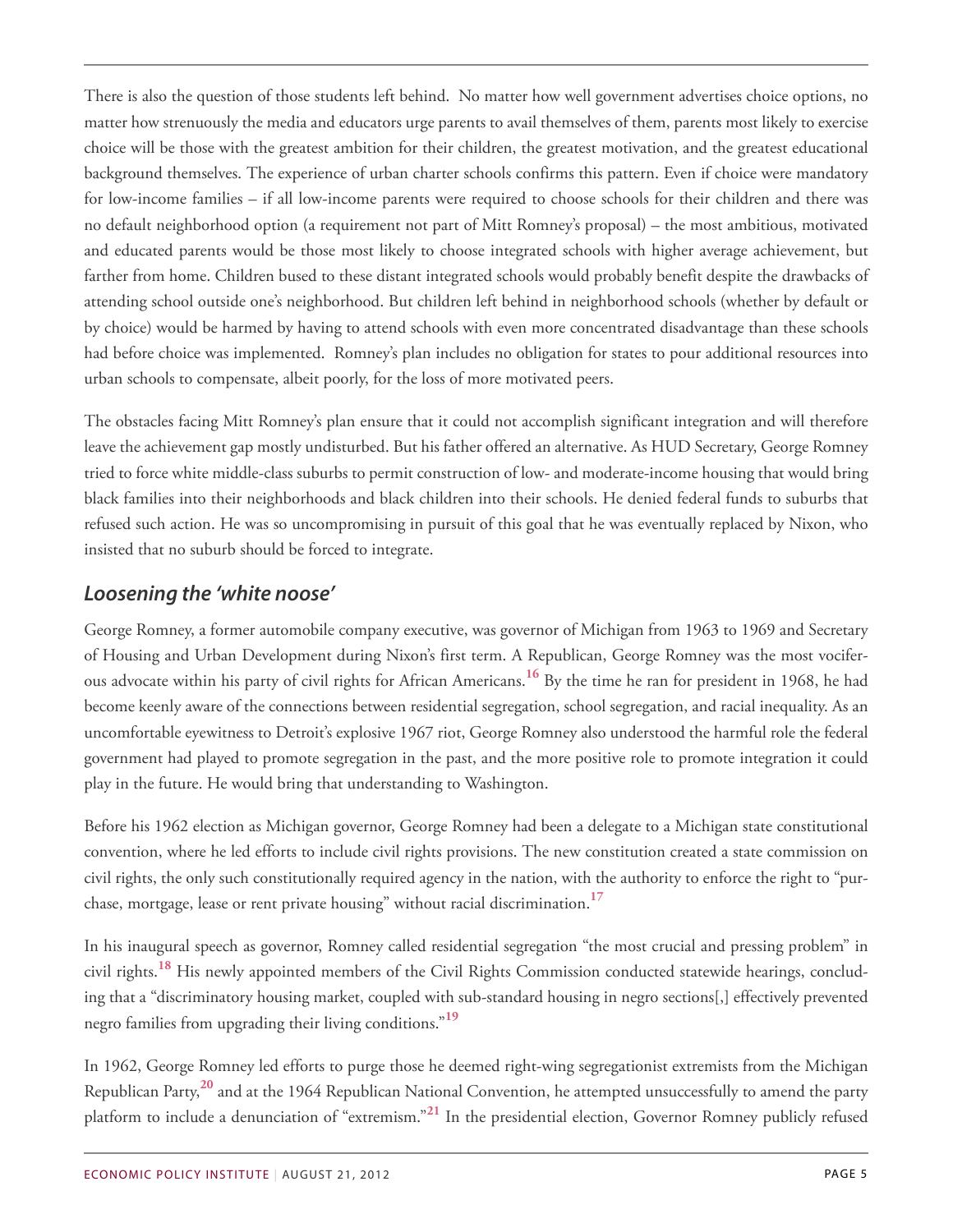There is also the question of those students left behind. No matter how well government advertises choice options, no matter how strenuously the media and educators urge parents to avail themselves of them, parents most likely to exercise choice will be those with the greatest ambition for their children, the greatest motivation, and the greatest educational background themselves. The experience of urban charter schools confirms this pattern. Even if choice were mandatory for low-income families – if all low-income parents were required to choose schools for their children and there was no default neighborhood option (a requirement not part of Mitt Romney's proposal) – the most ambitious, motivated and educated parents would be those most likely to choose integrated schools with higher average achievement, but farther from home. Children bused to these distant integrated schools would probably benefit despite the drawbacks of attending school outside one's neighborhood. But children left behind in neighborhood schools (whether by default or by choice) would be harmed by having to attend schools with even more concentrated disadvantage than these schools had before choice was implemented. Romney's plan includes no obligation for states to pour additional resources into urban schools to compensate, albeit poorly, for the loss of more motivated peers.

The obstacles facing Mitt Romney's plan ensure that it could not accomplish significant integration and will therefore leave the achievement gap mostly undisturbed. But his father offered an alternative. As HUD Secretary, George Romney tried to force white middle-class suburbs to permit construction of low- and moderate-income housing that would bring black families into their neighborhoods and black children into their schools. He denied federal funds to suburbs that refused such action. He was so uncompromising in pursuit of this goal that he was eventually replaced by Nixon, who insisted that no suburb should be forced to integrate.

## *Loosening the 'white noose'*

George Romney, a former automobile company executive, was governor of Michigan from 1963 to 1969 and Secretary of Housing and Urban Development during Nixon's first term. A Republican, George Romney was the most vociferous advocate within his party of civil rights for African Americans.[16] By the time he ran for president in 1968, he had become keenly aware of the connections between residential segregation, school segregation, and racial inequality. As an uncomfortable eyewitness to Detroit's explosive 1967 riot, George Romney also understood the harmful role the federal government had played to promote segregation in the past, and the more positive role to promote integration it could play in the future. He would bring that understanding to Washington.

Before his 1962 election as Michigan governor, George Romney had been a delegate to a Michigan state constitutional convention, where he led efforts to include civil rights provisions. The new constitution created a state commission on civil rights, the only such constitutionally required agency in the nation, with the authority to enforce the right to "purchase, mortgage, lease or rent private housing" without racial discrimination.[17]

In his inaugural speech as governor, Romney called residential segregation "the most crucial and pressing problem" in civil rights.[18] His newly appointed members of the Civil Rights Commission conducted statewide hearings, concluding that a "discriminatory housing market, coupled with sub-standard housing in negro sections[,] effectively prevented negro families from upgrading their living conditions."[19]

In 1962, George Romney led efforts to purge those he deemed right-wing segregationist extremists from the Michigan Republican Party,[20] and at the 1964 Republican National Convention, he attempted unsuccessfully to amend the party platform to include a denunciation of "extremism."[21] In the presidential election, Governor Romney publicly refused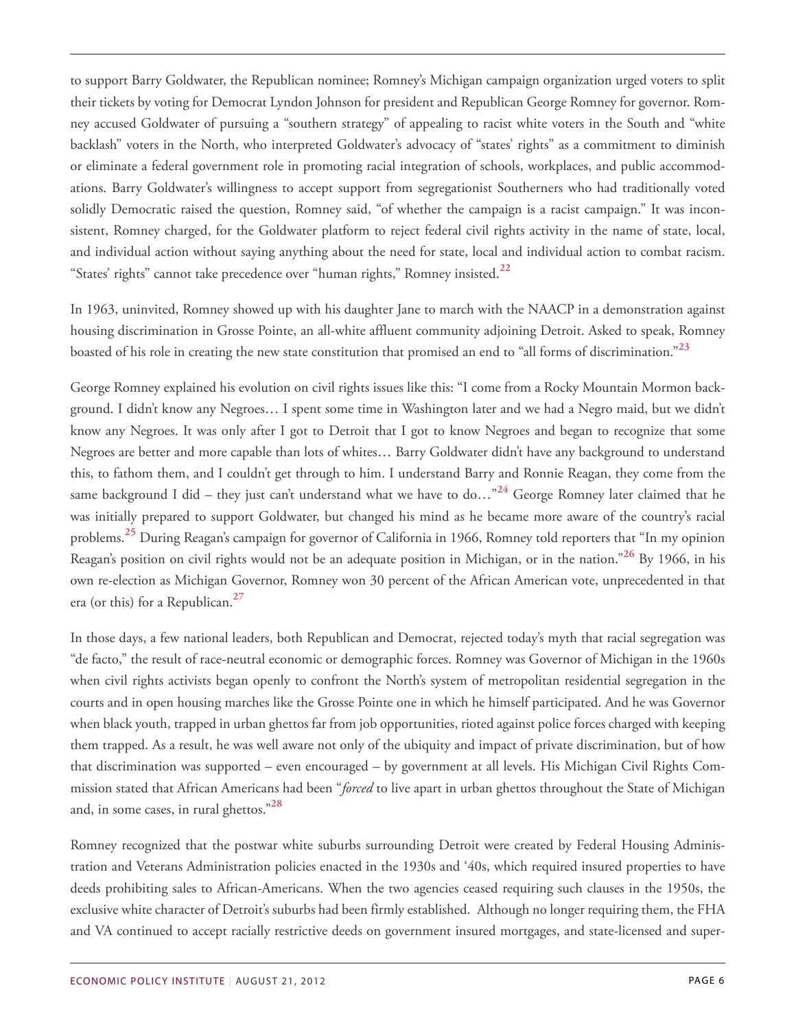to support Barry Goldwater, the Republican nominee; Romney's Michigan campaign organization urged voters to split their tickets by voting for Democrat Lyndon Johnson for president and Republican George Romney for governor. Romney accused Goldwater of pursuing a "southern strategy" of appealing to racist white voters in the South and "white backlash" voters in the North, who interpreted Goldwater's advocacy of "states' rights" as a commitment to diminish or eliminate a federal government role in promoting racial integration of schools, workplaces, and public accommodations. Barry Goldwater's willingness to accept support from segregationist Southerners who had traditionally voted solidly Democratic raised the question, Romney said, "of whether the campaign is a racist campaign." It was inconsistent, Romney charged, for the Goldwater platform to reject federal civil rights activity in the name of state, local, and individual action without saying anything about the need for state, local and individual action to combat racism. "States' rights" cannot take precedence over "human rights," Romney insisted.[22]

In 1963, uninvited, Romney showed up with his daughter Jane to march with the NAACP in a demonstration against housing discrimination in Grosse Pointe, an all-white affluent community adjoining Detroit. Asked to speak, Romney boasted of his role in creating the new state constitution that promised an end to "all forms of discrimination."[23]

George Romney explained his evolution on civil rights issues like this: "I come from a Rocky Mountain Mormon background. I didn't know any Negroes… I spent some time in Washington later and we had a Negro maid, but we didn't know any Negroes. It was only after I got to Detroit that I got to know Negroes and began to recognize that some Negroes are better and more capable than lots of whites… Barry Goldwater didn't have any background to understand this, to fathom them, and I couldn't get through to him. I understand Barry and Ronnie Reagan, they come from the same background I did – they just can't understand what we have to do…"[24] George Romney later claimed that he was initially prepared to support Goldwater, but changed his mind as he became more aware of the country's racial problems.[25] During Reagan's campaign for governor of California in 1966, Romney told reporters that "In my opinion Reagan's position on civil rights would not be an adequate position in Michigan, or in the nation."[26] By 1966, in his own re-election as Michigan Governor, Romney won 30 percent of the African American vote, unprecedented in that era (or this) for a Republican.[27]

In those days, a few national leaders, both Republican and Democrat, rejected today's myth that racial segregation was "de facto," the result of race-neutral economic or demographic forces. Romney was Governor of Michigan in the 1960s when civil rights activists began openly to confront the North's system of metropolitan residential segregation in the courts and in open housing marches like the Grosse Pointe one in which he himself participated. And he was Governor when black youth, trapped in urban ghettos far from job opportunities, rioted against police forces charged with keeping them trapped. As a result, he was well aware not only of the ubiquity and impact of private discrimination, but of how that discrimination was supported – even encouraged – by government at all levels. His Michigan Civil Rights Commission stated that African Americans had been "*forced* to live apart in urban ghettos throughout the State of Michigan and, in some cases, in rural ghettos."[28]

Romney recognized that the postwar white suburbs surrounding Detroit were created by Federal Housing Administration and Veterans Administration policies enacted in the 1930s and '40s, which required insured properties to have deeds prohibiting sales to African-Americans. When the two agencies ceased requiring such clauses in the 1950s, the exclusive white character of Detroit's suburbs had been firmly established. Although no longer requiring them, the FHA and VA continued to accept racially restrictive deeds on government insured mortgages, and state-licensed and super-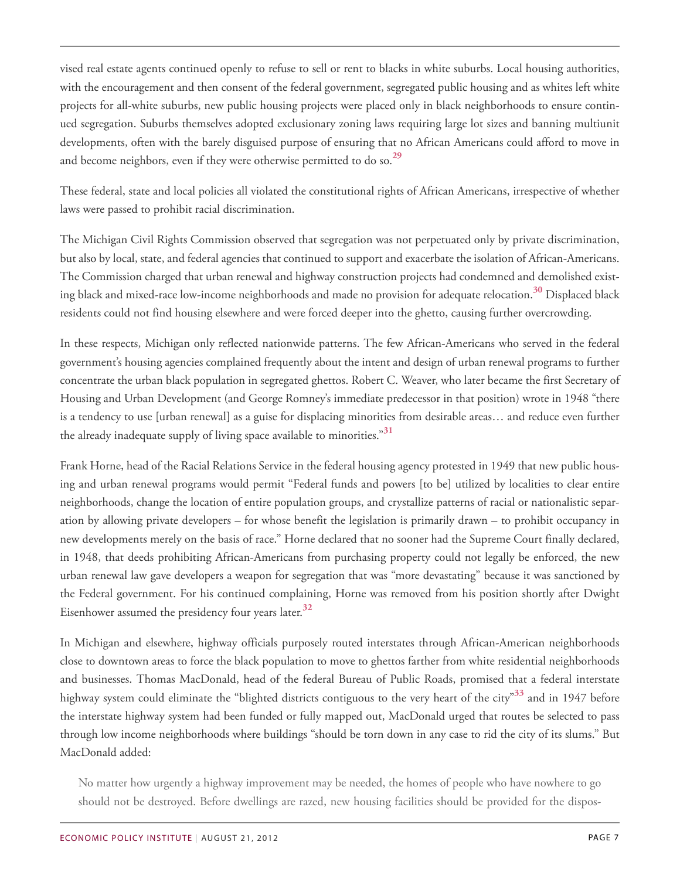vised real estate agents continued openly to refuse to sell or rent to blacks in white suburbs. Local housing authorities, with the encouragement and then consent of the federal government, segregated public housing and as whites left white projects for all-white suburbs, new public housing projects were placed only in black neighborhoods to ensure continued segregation. Suburbs themselves adopted exclusionary zoning laws requiring large lot sizes and banning multiunit developments, often with the barely disguised purpose of ensuring that no African Americans could afford to move in and become neighbors, even if they were otherwise permitted to do so.[29]

These federal, state and local policies all violated the constitutional rights of African Americans, irrespective of whether laws were passed to prohibit racial discrimination.

The Michigan Civil Rights Commission observed that segregation was not perpetuated only by private discrimination, but also by local, state, and federal agencies that continued to support and exacerbate the isolation of African-Americans. The Commission charged that urban renewal and highway construction projects had condemned and demolished existing black and mixed-race low-income neighborhoods and made no provision for adequate relocation.[30] Displaced black residents could not find housing elsewhere and were forced deeper into the ghetto, causing further overcrowding.

In these respects, Michigan only reflected nationwide patterns. The few African-Americans who served in the federal government's housing agencies complained frequently about the intent and design of urban renewal programs to further concentrate the urban black population in segregated ghettos. Robert C. Weaver, who later became the first Secretary of Housing and Urban Development (and George Romney's immediate predecessor in that position) wrote in 1948 "there is a tendency to use [urban renewal] as a guise for displacing minorities from desirable areas… and reduce even further the already inadequate supply of living space available to minorities."[31]

Frank Horne, head of the Racial Relations Service in the federal housing agency protested in 1949 that new public housing and urban renewal programs would permit "Federal funds and powers [to be] utilized by localities to clear entire neighborhoods, change the location of entire population groups, and crystallize patterns of racial or nationalistic separation by allowing private developers – for whose benefit the legislation is primarily drawn – to prohibit occupancy in new developments merely on the basis of race." Horne declared that no sooner had the Supreme Court finally declared, in 1948, that deeds prohibiting African-Americans from purchasing property could not legally be enforced, the new urban renewal law gave developers a weapon for segregation that was "more devastating" because it was sanctioned by the Federal government. For his continued complaining, Horne was removed from his position shortly after Dwight Eisenhower assumed the presidency four years later.[32]

In Michigan and elsewhere, highway officials purposely routed interstates through African-American neighborhoods close to downtown areas to force the black population to move to ghettos farther from white residential neighborhoods and businesses. Thomas MacDonald, head of the federal Bureau of Public Roads, promised that a federal interstate highway system could eliminate the "blighted districts contiguous to the very heart of the city"[33] and in 1947 before the interstate highway system had been funded or fully mapped out, MacDonald urged that routes be selected to pass through low income neighborhoods where buildings "should be torn down in any case to rid the city of its slums." But MacDonald added:

> No matter how urgently a highway improvement may be needed, the homes of people who have nowhere to go should not be destroyed. Before dwellings are razed, new housing facilities should be provided for the dispos-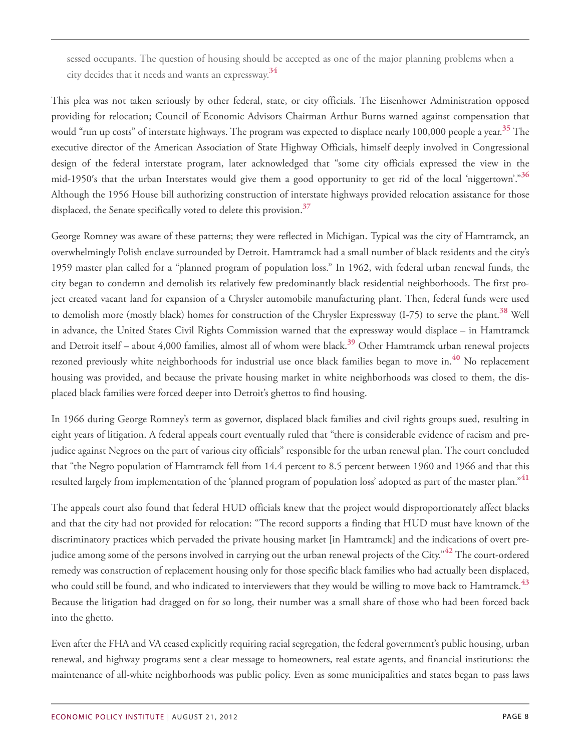sessed occupants. The question of housing should be accepted as one of the major planning problems when a city decides that it needs and wants an expressway.[34]

This plea was not taken seriously by other federal, state, or city officials. The Eisenhower Administration opposed providing for relocation; Council of Economic Advisors Chairman Arthur Burns warned against compensation that would "run up costs" of interstate highways. The program was expected to displace nearly 100,000 people a year.[35] The executive director of the American Association of State Highway Officials, himself deeply involved in Congressional design of the federal interstate program, later acknowledged that "some city officials expressed the view in the mid-1950′s that the urban Interstates would give them a good opportunity to get rid of the local 'niggertown'."[36] Although the 1956 House bill authorizing construction of interstate highways provided relocation assistance for those displaced, the Senate specifically voted to delete this provision.[37]

George Romney was aware of these patterns; they were reflected in Michigan. Typical was the city of Hamtramck, an overwhelmingly Polish enclave surrounded by Detroit. Hamtramck had a small number of black residents and the city's 1959 master plan called for a "planned program of population loss." In 1962, with federal urban renewal funds, the city began to condemn and demolish its relatively few predominantly black residential neighborhoods. The first project created vacant land for expansion of a Chrysler automobile manufacturing plant. Then, federal funds were used to demolish more (mostly black) homes for construction of the Chrysler Expressway (I-75) to serve the plant.[38] Well in advance, the United States Civil Rights Commission warned that the expressway would displace – in Hamtramck and Detroit itself – about 4,000 families, almost all of whom were black.[39] Other Hamtramck urban renewal projects rezoned previously white neighborhoods for industrial use once black families began to move in.[40] No replacement housing was provided, and because the private housing market in white neighborhoods was closed to them, the displaced black families were forced deeper into Detroit's ghettos to find housing.

In 1966 during George Romney's term as governor, displaced black families and civil rights groups sued, resulting in eight years of litigation. A federal appeals court eventually ruled that "there is considerable evidence of racism and prejudice against Negroes on the part of various city officials" responsible for the urban renewal plan. The court concluded that "the Negro population of Hamtramck fell from 14.4 percent to 8.5 percent between 1960 and 1966 and that this resulted largely from implementation of the 'planned program of population loss' adopted as part of the master plan."[41]

The appeals court also found that federal HUD officials knew that the project would disproportionately affect blacks and that the city had not provided for relocation: "The record supports a finding that HUD must have known of the discriminatory practices which pervaded the private housing market [in Hamtramck] and the indications of overt prejudice among some of the persons involved in carrying out the urban renewal projects of the City."[42] The court-ordered remedy was construction of replacement housing only for those specific black families who had actually been displaced, who could still be found, and who indicated to interviewers that they would be willing to move back to Hamtramck.[43] Because the litigation had dragged on for so long, their number was a small share of those who had been forced back into the ghetto.

Even after the FHA and VA ceased explicitly requiring racial segregation, the federal government's public housing, urban renewal, and highway programs sent a clear message to homeowners, real estate agents, and financial institutions: the maintenance of all-white neighborhoods was public policy. Even as some municipalities and states began to pass laws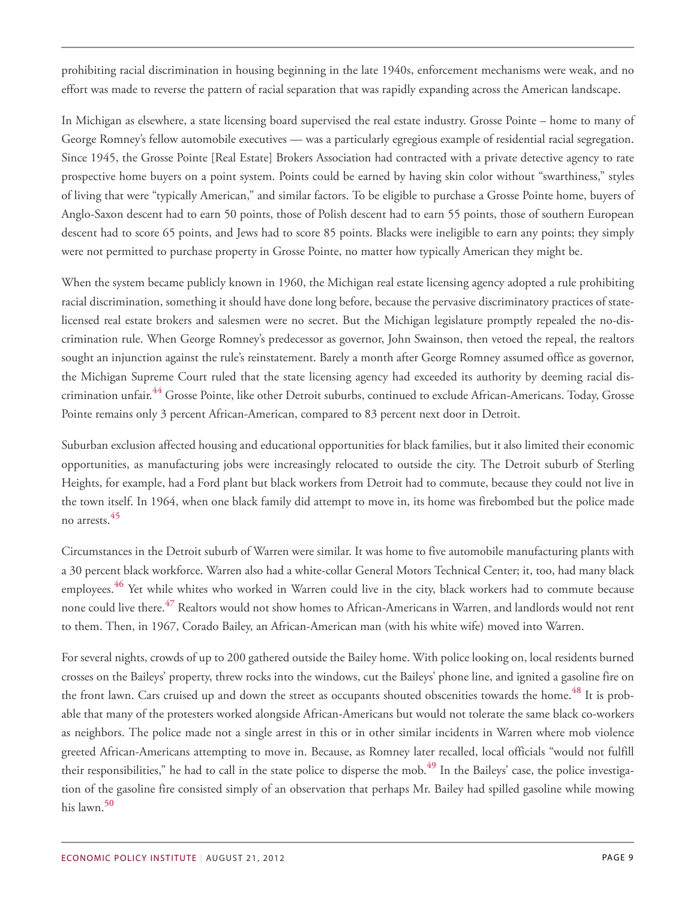prohibiting racial discrimination in housing beginning in the late 1940s, enforcement mechanisms were weak, and no effort was made to reverse the pattern of racial separation that was rapidly expanding across the American landscape.

In Michigan as elsewhere, a state licensing board supervised the real estate industry. Grosse Pointe – home to many of George Romney's fellow automobile executives — was a particularly egregious example of residential racial segregation. Since 1945, the Grosse Pointe [Real Estate] Brokers Association had contracted with a private detective agency to rate prospective home buyers on a point system. Points could be earned by having skin color without "swarthiness," styles of living that were "typically American," and similar factors. To be eligible to purchase a Grosse Pointe home, buyers of Anglo-Saxon descent had to earn 50 points, those of Polish descent had to earn 55 points, those of southern European descent had to score 65 points, and Jews had to score 85 points. Blacks were ineligible to earn any points; they simply were not permitted to purchase property in Grosse Pointe, no matter how typically American they might be.

When the system became publicly known in 1960, the Michigan real estate licensing agency adopted a rule prohibiting racial discrimination, something it should have done long before, because the pervasive discriminatory practices of state-licensed real estate brokers and salesmen were no secret. But the Michigan legislature promptly repealed the no-discrimination rule. When George Romney's predecessor as governor, John Swainson, then vetoed the repeal, the realtors sought an injunction against the rule's reinstatement. Barely a month after George Romney assumed office as governor, the Michigan Supreme Court ruled that the state licensing agency had exceeded its authority by deeming racial discrimination unfair.[44] Grosse Pointe, like other Detroit suburbs, continued to exclude African-Americans. Today, Grosse Pointe remains only 3 percent African-American, compared to 83 percent next door in Detroit.

Suburban exclusion affected housing and educational opportunities for black families, but it also limited their economic opportunities, as manufacturing jobs were increasingly relocated to outside the city. The Detroit suburb of Sterling Heights, for example, had a Ford plant but black workers from Detroit had to commute, because they could not live in the town itself. In 1964, when one black family did attempt to move in, its home was firebombed but the police made no arrests.[45]

Circumstances in the Detroit suburb of Warren were similar. It was home to five automobile manufacturing plants with a 30 percent black workforce. Warren also had a white-collar General Motors Technical Center; it, too, had many black employees.[46] Yet while whites who worked in Warren could live in the city, black workers had to commute because none could live there.[47] Realtors would not show homes to African-Americans in Warren, and landlords would not rent to them. Then, in 1967, Corado Bailey, an African-American man (with his white wife) moved into Warren.

For several nights, crowds of up to 200 gathered outside the Bailey home. With police looking on, local residents burned crosses on the Baileys' property, threw rocks into the windows, cut the Baileys' phone line, and ignited a gasoline fire on the front lawn. Cars cruised up and down the street as occupants shouted obscenities towards the home.[48] It is probable that many of the protesters worked alongside African-Americans but would not tolerate the same black co-workers as neighbors. The police made not a single arrest in this or in other similar incidents in Warren where mob violence greeted African-Americans attempting to move in. Because, as Romney later recalled, local officials "would not fulfill their responsibilities," he had to call in the state police to disperse the mob.[49] In the Baileys' case, the police investigation of the gasoline fire consisted simply of an observation that perhaps Mr. Bailey had spilled gasoline while mowing his lawn.[50]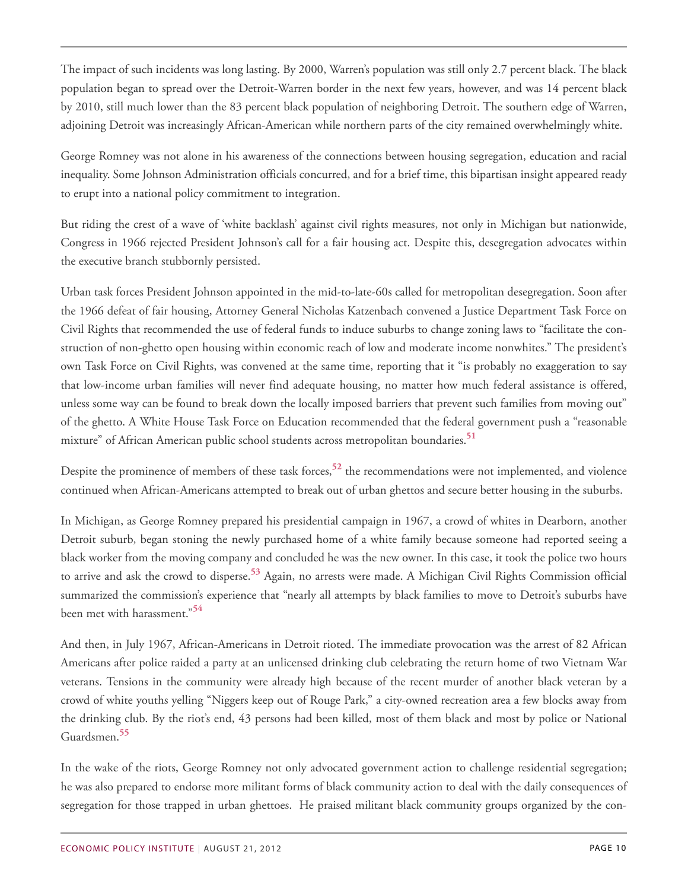The impact of such incidents was long lasting. By 2000, Warren's population was still only 2.7 percent black. The black population began to spread over the Detroit-Warren border in the next few years, however, and was 14 percent black by 2010, still much lower than the 83 percent black population of neighboring Detroit. The southern edge of Warren, adjoining Detroit was increasingly African-American while northern parts of the city remained overwhelmingly white.

George Romney was not alone in his awareness of the connections between housing segregation, education and racial inequality. Some Johnson Administration officials concurred, and for a brief time, this bipartisan insight appeared ready to erupt into a national policy commitment to integration.

But riding the crest of a wave of 'white backlash' against civil rights measures, not only in Michigan but nationwide, Congress in 1966 rejected President Johnson's call for a fair housing act. Despite this, desegregation advocates within the executive branch stubbornly persisted.

Urban task forces President Johnson appointed in the mid-to-late-60s called for metropolitan desegregation. Soon after the 1966 defeat of fair housing, Attorney General Nicholas Katzenbach convened a Justice Department Task Force on Civil Rights that recommended the use of federal funds to induce suburbs to change zoning laws to "facilitate the construction of non-ghetto open housing within economic reach of low and moderate income nonwhites." The president's own Task Force on Civil Rights, was convened at the same time, reporting that it "is probably no exaggeration to say that low-income urban families will never find adequate housing, no matter how much federal assistance is offered, unless some way can be found to break down the locally imposed barriers that prevent such families from moving out" of the ghetto. A White House Task Force on Education recommended that the federal government push a "reasonable mixture" of African American public school students across metropolitan boundaries.[51]

Despite the prominence of members of these task forces,[52] the recommendations were not implemented, and violence continued when African-Americans attempted to break out of urban ghettos and secure better housing in the suburbs.

In Michigan, as George Romney prepared his presidential campaign in 1967, a crowd of whites in Dearborn, another Detroit suburb, began stoning the newly purchased home of a white family because someone had reported seeing a black worker from the moving company and concluded he was the new owner. In this case, it took the police two hours to arrive and ask the crowd to disperse.[53] Again, no arrests were made. A Michigan Civil Rights Commission official summarized the commission's experience that "nearly all attempts by black families to move to Detroit's suburbs have been met with harassment."[54]

And then, in July 1967, African-Americans in Detroit rioted. The immediate provocation was the arrest of 82 African Americans after police raided a party at an unlicensed drinking club celebrating the return home of two Vietnam War veterans. Tensions in the community were already high because of the recent murder of another black veteran by a crowd of white youths yelling "Niggers keep out of Rouge Park," a city-owned recreation area a few blocks away from the drinking club. By the riot's end, 43 persons had been killed, most of them black and most by police or National Guardsmen.[55]

In the wake of the riots, George Romney not only advocated government action to challenge residential segregation; he was also prepared to endorse more militant forms of black community action to deal with the daily consequences of segregation for those trapped in urban ghettoes. He praised militant black community groups organized by the con-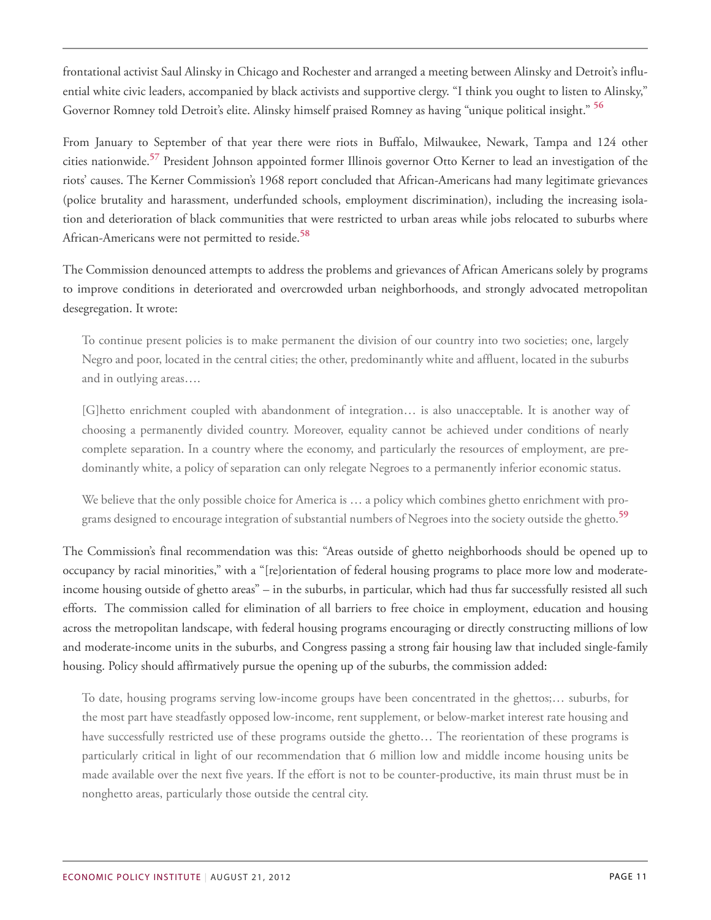frontational activist Saul Alinsky in Chicago and Rochester and arranged a meeting between Alinsky and Detroit's influential white civic leaders, accompanied by black activists and supportive clergy. "I think you ought to listen to Alinsky," Governor Romney told Detroit's elite. Alinsky himself praised Romney as having "unique political insight." [56]

From January to September of that year there were riots in Buffalo, Milwaukee, Newark, Tampa and 124 other cities nationwide.[57] President Johnson appointed former Illinois governor Otto Kerner to lead an investigation of the riots' causes. The Kerner Commission's 1968 report concluded that African-Americans had many legitimate grievances (police brutality and harassment, underfunded schools, employment discrimination), including the increasing isolation and deterioration of black communities that were restricted to urban areas while jobs relocated to suburbs where African-Americans were not permitted to reside.[58]

The Commission denounced attempts to address the problems and grievances of African Americans solely by programs to improve conditions in deteriorated and overcrowded urban neighborhoods, and strongly advocated metropolitan desegregation. It wrote:

> To continue present policies is to make permanent the division of our country into two societies; one, largely Negro and poor, located in the central cities; the other, predominantly white and affluent, located in the suburbs and in outlying areas….
>
> [G]hetto enrichment coupled with abandonment of integration… is also unacceptable. It is another way of choosing a permanently divided country. Moreover, equality cannot be achieved under conditions of nearly complete separation. In a country where the economy, and particularly the resources of employment, are predominantly white, a policy of separation can only relegate Negroes to a permanently inferior economic status.
>
> We believe that the only possible choice for America is … a policy which combines ghetto enrichment with programs designed to encourage integration of substantial numbers of Negroes into the society outside the ghetto.[59]

The Commission's final recommendation was this: "Areas outside of ghetto neighborhoods should be opened up to occupancy by racial minorities," with a "[re]orientation of federal housing programs to place more low and moderate-income housing outside of ghetto areas" – in the suburbs, in particular, which had thus far successfully resisted all such efforts. The commission called for elimination of all barriers to free choice in employment, education and housing across the metropolitan landscape, with federal housing programs encouraging or directly constructing millions of low and moderate-income units in the suburbs, and Congress passing a strong fair housing law that included single-family housing. Policy should affirmatively pursue the opening up of the suburbs, the commission added:

> To date, housing programs serving low-income groups have been concentrated in the ghettos;… suburbs, for the most part have steadfastly opposed low-income, rent supplement, or below-market interest rate housing and have successfully restricted use of these programs outside the ghetto… The reorientation of these programs is particularly critical in light of our recommendation that 6 million low and middle income housing units be made available over the next five years. If the effort is not to be counter-productive, its main thrust must be in nonghetto areas, particularly those outside the central city.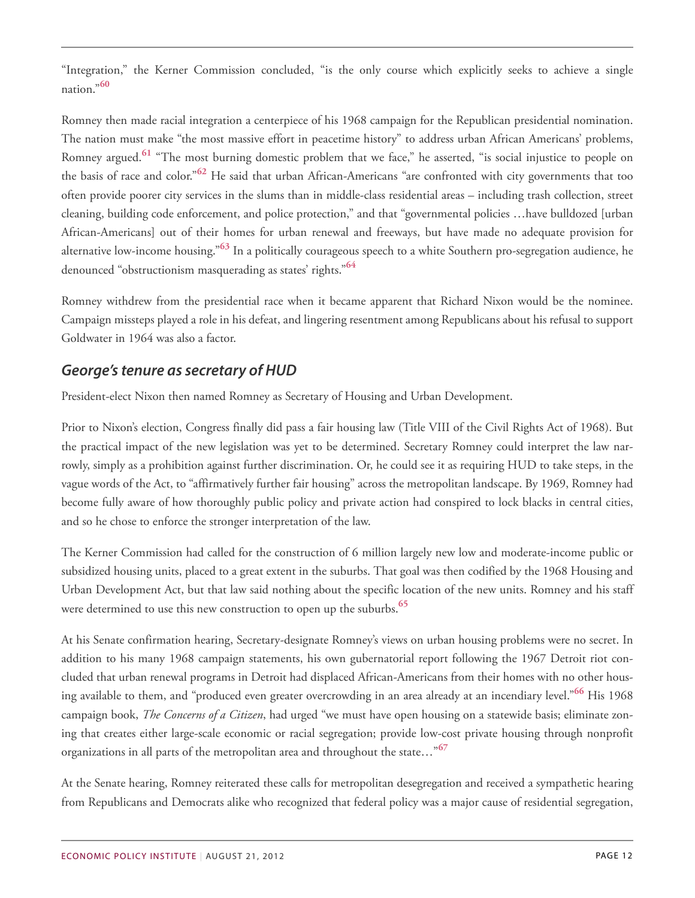"Integration," the Kerner Commission concluded, "is the only course which explicitly seeks to achieve a single nation."[60]

Romney then made racial integration a centerpiece of his 1968 campaign for the Republican presidential nomination. The nation must make "the most massive effort in peacetime history" to address urban African Americans' problems, Romney argued.[61] "The most burning domestic problem that we face," he asserted, "is social injustice to people on the basis of race and color."[62] He said that urban African-Americans "are confronted with city governments that too often provide poorer city services in the slums than in middle-class residential areas – including trash collection, street cleaning, building code enforcement, and police protection," and that "governmental policies …have bulldozed [urban African-Americans] out of their homes for urban renewal and freeways, but have made no adequate provision for alternative low-income housing."[63] In a politically courageous speech to a white Southern pro-segregation audience, he denounced "obstructionism masquerading as states' rights."[64]

Romney withdrew from the presidential race when it became apparent that Richard Nixon would be the nominee. Campaign missteps played a role in his defeat, and lingering resentment among Republicans about his refusal to support Goldwater in 1964 was also a factor.

## *George's tenure as secretary of HUD*

President-elect Nixon then named Romney as Secretary of Housing and Urban Development.

Prior to Nixon's election, Congress finally did pass a fair housing law (Title VIII of the Civil Rights Act of 1968). But the practical impact of the new legislation was yet to be determined. Secretary Romney could interpret the law narrowly, simply as a prohibition against further discrimination. Or, he could see it as requiring HUD to take steps, in the vague words of the Act, to "affirmatively further fair housing" across the metropolitan landscape. By 1969, Romney had become fully aware of how thoroughly public policy and private action had conspired to lock blacks in central cities, and so he chose to enforce the stronger interpretation of the law.

The Kerner Commission had called for the construction of 6 million largely new low and moderate-income public or subsidized housing units, placed to a great extent in the suburbs. That goal was then codified by the 1968 Housing and Urban Development Act, but that law said nothing about the specific location of the new units. Romney and his staff were determined to use this new construction to open up the suburbs.[65]

At his Senate confirmation hearing, Secretary-designate Romney's views on urban housing problems were no secret. In addition to his many 1968 campaign statements, his own gubernatorial report following the 1967 Detroit riot concluded that urban renewal programs in Detroit had displaced African-Americans from their homes with no other housing available to them, and "produced even greater overcrowding in an area already at an incendiary level."[66] His 1968 campaign book, *The Concerns of a Citizen*, had urged "we must have open housing on a statewide basis; eliminate zoning that creates either large-scale economic or racial segregation; provide low-cost private housing through nonprofit organizations in all parts of the metropolitan area and throughout the state…"[67]

At the Senate hearing, Romney reiterated these calls for metropolitan desegregation and received a sympathetic hearing from Republicans and Democrats alike who recognized that federal policy was a major cause of residential segregation,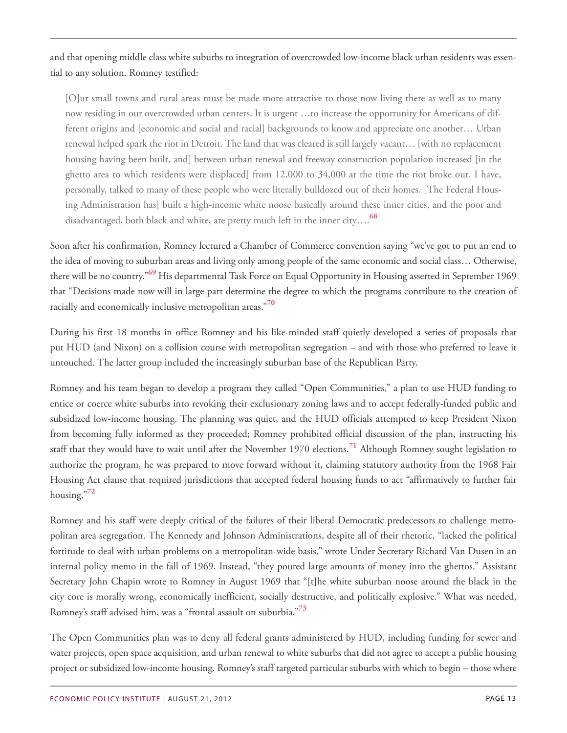and that opening middle class white suburbs to integration of overcrowded low-income black urban residents was essential to any solution. Romney testified:

> [O]ur small towns and rural areas must be made more attractive to those now living there as well as to many now residing in our overcrowded urban centers. It is urgent …to increase the opportunity for Americans of different origins and [economic and social and racial] backgrounds to know and appreciate one another… Urban renewal helped spark the riot in Detroit. The land that was cleared is still largely vacant… [with no replacement housing having been built, and] between urban renewal and freeway construction population increased [in the ghetto area to which residents were displaced] from 12,000 to 34,000 at the time the riot broke out. I have, personally, talked to many of these people who were literally bulldozed out of their homes. [The Federal Housing Administration has] built a high-income white noose basically around these inner cities, and the poor and disadvantaged, both black and white, are pretty much left in the inner city….[68]

Soon after his confirmation, Romney lectured a Chamber of Commerce convention saying "we've got to put an end to the idea of moving to suburban areas and living only among people of the same economic and social class… Otherwise, there will be no country."[69] His departmental Task Force on Equal Opportunity in Housing asserted in September 1969 that "Decisions made now will in large part determine the degree to which the programs contribute to the creation of racially and economically inclusive metropolitan areas."[70]

During his first 18 months in office Romney and his like-minded staff quietly developed a series of proposals that put HUD (and Nixon) on a collision course with metropolitan segregation – and with those who preferred to leave it untouched. The latter group included the increasingly suburban base of the Republican Party.

Romney and his team began to develop a program they called "Open Communities," a plan to use HUD funding to entice or coerce white suburbs into revoking their exclusionary zoning laws and to accept federally-funded public and subsidized low-income housing. The planning was quiet, and the HUD officials attempted to keep President Nixon from becoming fully informed as they proceeded; Romney prohibited official discussion of the plan, instructing his staff that they would have to wait until after the November 1970 elections.[71] Although Romney sought legislation to authorize the program, he was prepared to move forward without it, claiming statutory authority from the 1968 Fair Housing Act clause that required jurisdictions that accepted federal housing funds to act "affirmatively to further fair housing."[72]

Romney and his staff were deeply critical of the failures of their liberal Democratic predecessors to challenge metropolitan area segregation. The Kennedy and Johnson Administrations, despite all of their rhetoric, "lacked the political fortitude to deal with urban problems on a metropolitan-wide basis," wrote Under Secretary Richard Van Dusen in an internal policy memo in the fall of 1969. Instead, "they poured large amounts of money into the ghettos." Assistant Secretary John Chapin wrote to Romney in August 1969 that "[t]he white suburban noose around the black in the city core is morally wrong, economically inefficient, socially destructive, and politically explosive." What was needed, Romney's staff advised him, was a "frontal assault on suburbia."[73]

The Open Communities plan was to deny all federal grants administered by HUD, including funding for sewer and water projects, open space acquisition, and urban renewal to white suburbs that did not agree to accept a public housing project or subsidized low-income housing. Romney's staff targeted particular suburbs with which to begin – those where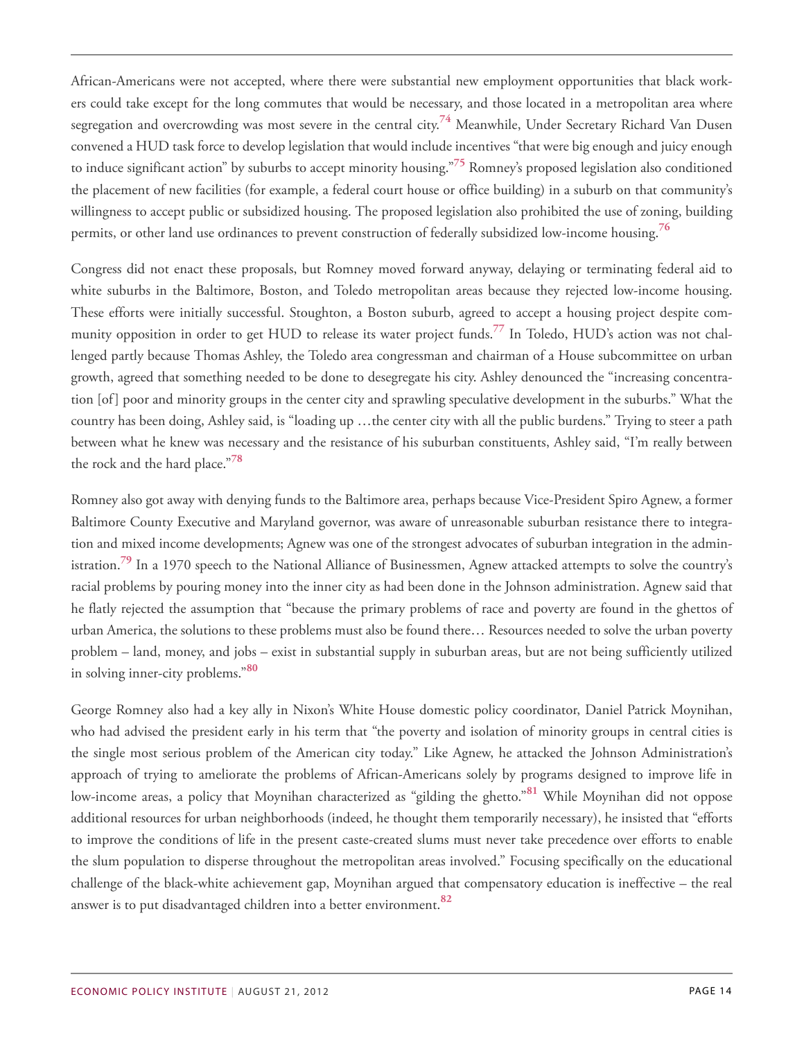African-Americans were not accepted, where there were substantial new employment opportunities that black workers could take except for the long commutes that would be necessary, and those located in a metropolitan area where segregation and overcrowding was most severe in the central city.[74] Meanwhile, Under Secretary Richard Van Dusen convened a HUD task force to develop legislation that would include incentives "that were big enough and juicy enough to induce significant action" by suburbs to accept minority housing."[75] Romney's proposed legislation also conditioned the placement of new facilities (for example, a federal court house or office building) in a suburb on that community's willingness to accept public or subsidized housing. The proposed legislation also prohibited the use of zoning, building permits, or other land use ordinances to prevent construction of federally subsidized low-income housing.[76]

Congress did not enact these proposals, but Romney moved forward anyway, delaying or terminating federal aid to white suburbs in the Baltimore, Boston, and Toledo metropolitan areas because they rejected low-income housing. These efforts were initially successful. Stoughton, a Boston suburb, agreed to accept a housing project despite community opposition in order to get HUD to release its water project funds.[77] In Toledo, HUD's action was not challenged partly because Thomas Ashley, the Toledo area congressman and chairman of a House subcommittee on urban growth, agreed that something needed to be done to desegregate his city. Ashley denounced the "increasing concentration [of] poor and minority groups in the center city and sprawling speculative development in the suburbs." What the country has been doing, Ashley said, is "loading up …the center city with all the public burdens." Trying to steer a path between what he knew was necessary and the resistance of his suburban constituents, Ashley said, "I'm really between the rock and the hard place."[78]

Romney also got away with denying funds to the Baltimore area, perhaps because Vice-President Spiro Agnew, a former Baltimore County Executive and Maryland governor, was aware of unreasonable suburban resistance there to integration and mixed income developments; Agnew was one of the strongest advocates of suburban integration in the administration.[79] In a 1970 speech to the National Alliance of Businessmen, Agnew attacked attempts to solve the country's racial problems by pouring money into the inner city as had been done in the Johnson administration. Agnew said that he flatly rejected the assumption that "because the primary problems of race and poverty are found in the ghettos of urban America, the solutions to these problems must also be found there… Resources needed to solve the urban poverty problem – land, money, and jobs – exist in substantial supply in suburban areas, but are not being sufficiently utilized in solving inner-city problems."[80]

George Romney also had a key ally in Nixon's White House domestic policy coordinator, Daniel Patrick Moynihan, who had advised the president early in his term that "the poverty and isolation of minority groups in central cities is the single most serious problem of the American city today." Like Agnew, he attacked the Johnson Administration's approach of trying to ameliorate the problems of African-Americans solely by programs designed to improve life in low-income areas, a policy that Moynihan characterized as "gilding the ghetto."[81] While Moynihan did not oppose additional resources for urban neighborhoods (indeed, he thought them temporarily necessary), he insisted that "efforts to improve the conditions of life in the present caste-created slums must never take precedence over efforts to enable the slum population to disperse throughout the metropolitan areas involved." Focusing specifically on the educational challenge of the black-white achievement gap, Moynihan argued that compensatory education is ineffective – the real answer is to put disadvantaged children into a better environment.[82]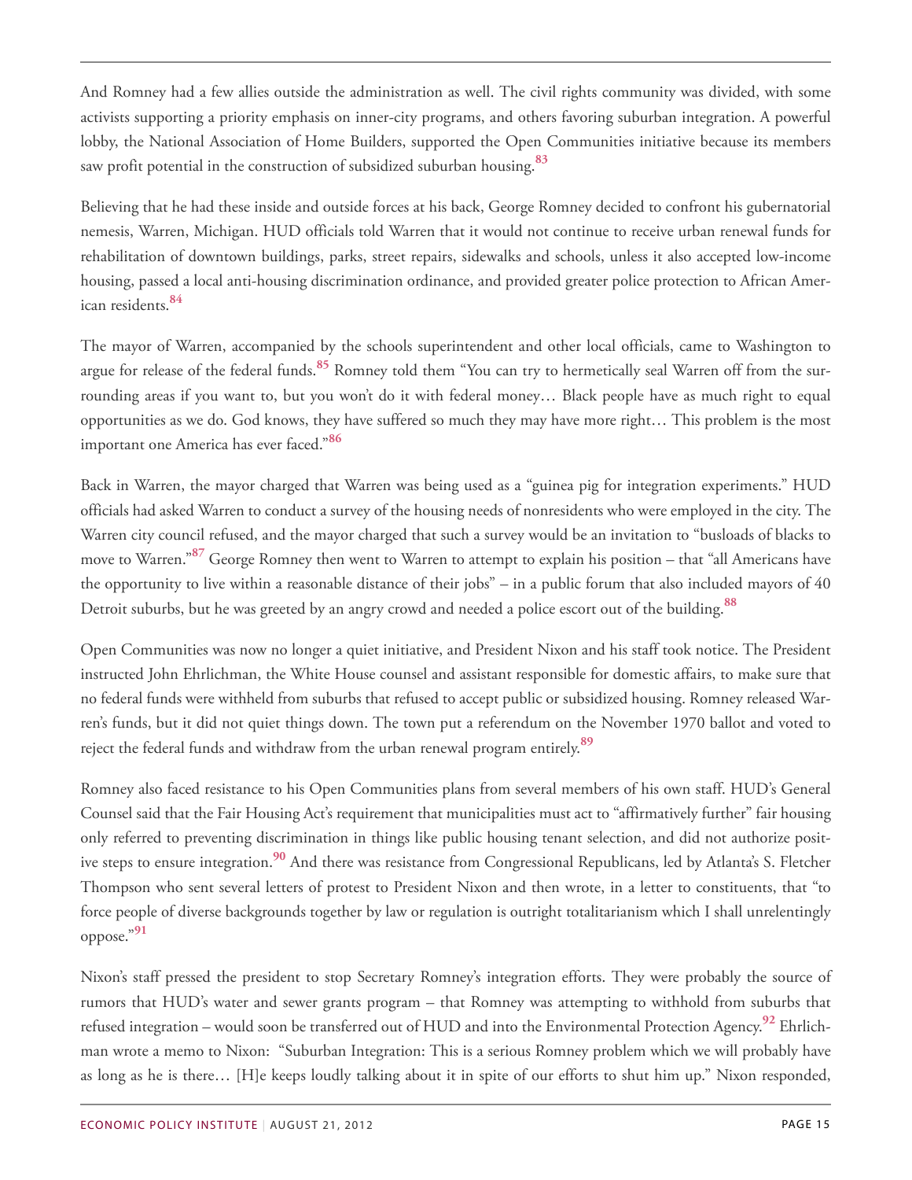And Romney had a few allies outside the administration as well. The civil rights community was divided, with some activists supporting a priority emphasis on inner-city programs, and others favoring suburban integration. A powerful lobby, the National Association of Home Builders, supported the Open Communities initiative because its members saw profit potential in the construction of subsidized suburban housing.[83]

Believing that he had these inside and outside forces at his back, George Romney decided to confront his gubernatorial nemesis, Warren, Michigan. HUD officials told Warren that it would not continue to receive urban renewal funds for rehabilitation of downtown buildings, parks, street repairs, sidewalks and schools, unless it also accepted low-income housing, passed a local anti-housing discrimination ordinance, and provided greater police protection to African American residents.[84]

The mayor of Warren, accompanied by the schools superintendent and other local officials, came to Washington to argue for release of the federal funds.[85] Romney told them "You can try to hermetically seal Warren off from the surrounding areas if you want to, but you won't do it with federal money… Black people have as much right to equal opportunities as we do. God knows, they have suffered so much they may have more right… This problem is the most important one America has ever faced."[86]

Back in Warren, the mayor charged that Warren was being used as a "guinea pig for integration experiments." HUD officials had asked Warren to conduct a survey of the housing needs of nonresidents who were employed in the city. The Warren city council refused, and the mayor charged that such a survey would be an invitation to "busloads of blacks to move to Warren."[87] George Romney then went to Warren to attempt to explain his position – that "all Americans have the opportunity to live within a reasonable distance of their jobs" – in a public forum that also included mayors of 40 Detroit suburbs, but he was greeted by an angry crowd and needed a police escort out of the building.[88]

Open Communities was now no longer a quiet initiative, and President Nixon and his staff took notice. The President instructed John Ehrlichman, the White House counsel and assistant responsible for domestic affairs, to make sure that no federal funds were withheld from suburbs that refused to accept public or subsidized housing. Romney released Warren's funds, but it did not quiet things down. The town put a referendum on the November 1970 ballot and voted to reject the federal funds and withdraw from the urban renewal program entirely.[89]

Romney also faced resistance to his Open Communities plans from several members of his own staff. HUD's General Counsel said that the Fair Housing Act's requirement that municipalities must act to "affirmatively further" fair housing only referred to preventing discrimination in things like public housing tenant selection, and did not authorize positive steps to ensure integration.[90] And there was resistance from Congressional Republicans, led by Atlanta's S. Fletcher Thompson who sent several letters of protest to President Nixon and then wrote, in a letter to constituents, that "to force people of diverse backgrounds together by law or regulation is outright totalitarianism which I shall unrelentingly oppose."[91]

Nixon's staff pressed the president to stop Secretary Romney's integration efforts. They were probably the source of rumors that HUD's water and sewer grants program – that Romney was attempting to withhold from suburbs that refused integration – would soon be transferred out of HUD and into the Environmental Protection Agency.[92] Ehrlichman wrote a memo to Nixon: "Suburban Integration: This is a serious Romney problem which we will probably have as long as he is there… [H]e keeps loudly talking about it in spite of our efforts to shut him up." Nixon responded,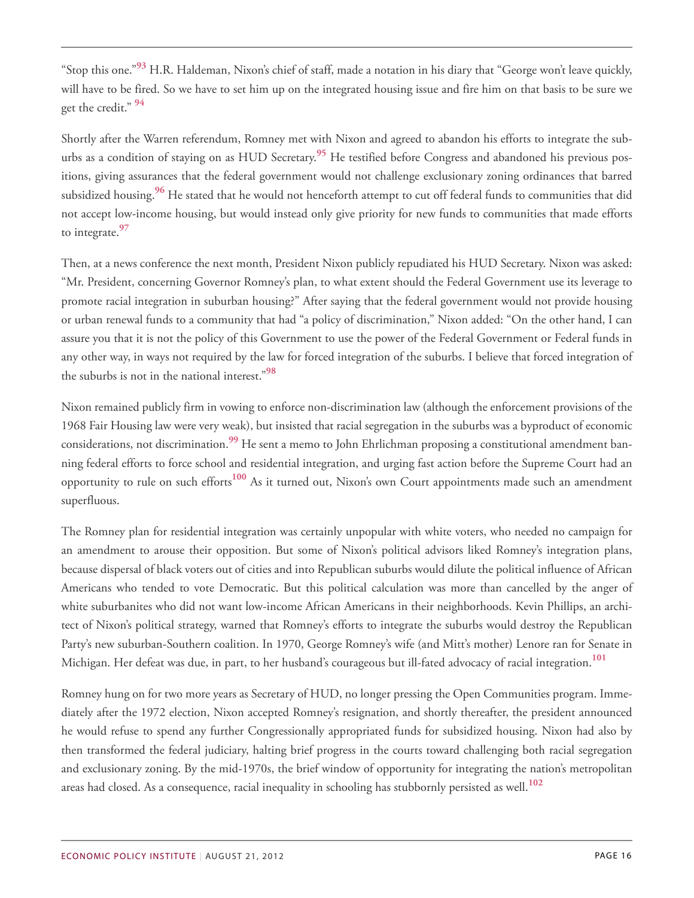"Stop this one."[93] H.R. Haldeman, Nixon's chief of staff, made a notation in his diary that "George won't leave quickly, will have to be fired. So we have to set him up on the integrated housing issue and fire him on that basis to be sure we get the credit." [94]

Shortly after the Warren referendum, Romney met with Nixon and agreed to abandon his efforts to integrate the suburbs as a condition of staying on as HUD Secretary.[95] He testified before Congress and abandoned his previous positions, giving assurances that the federal government would not challenge exclusionary zoning ordinances that barred subsidized housing.[96] He stated that he would not henceforth attempt to cut off federal funds to communities that did not accept low-income housing, but would instead only give priority for new funds to communities that made efforts to integrate.[97]

Then, at a news conference the next month, President Nixon publicly repudiated his HUD Secretary. Nixon was asked: "Mr. President, concerning Governor Romney's plan, to what extent should the Federal Government use its leverage to promote racial integration in suburban housing?" After saying that the federal government would not provide housing or urban renewal funds to a community that had "a policy of discrimination," Nixon added: "On the other hand, I can assure you that it is not the policy of this Government to use the power of the Federal Government or Federal funds in any other way, in ways not required by the law for forced integration of the suburbs. I believe that forced integration of the suburbs is not in the national interest."[98]

Nixon remained publicly firm in vowing to enforce non-discrimination law (although the enforcement provisions of the 1968 Fair Housing law were very weak), but insisted that racial segregation in the suburbs was a byproduct of economic considerations, not discrimination.[99] He sent a memo to John Ehrlichman proposing a constitutional amendment banning federal efforts to force school and residential integration, and urging fast action before the Supreme Court had an opportunity to rule on such efforts[100] As it turned out, Nixon's own Court appointments made such an amendment superfluous.

The Romney plan for residential integration was certainly unpopular with white voters, who needed no campaign for an amendment to arouse their opposition. But some of Nixon's political advisors liked Romney's integration plans, because dispersal of black voters out of cities and into Republican suburbs would dilute the political influence of African Americans who tended to vote Democratic. But this political calculation was more than cancelled by the anger of white suburbanites who did not want low-income African Americans in their neighborhoods. Kevin Phillips, an architect of Nixon's political strategy, warned that Romney's efforts to integrate the suburbs would destroy the Republican Party's new suburban-Southern coalition. In 1970, George Romney's wife (and Mitt's mother) Lenore ran for Senate in Michigan. Her defeat was due, in part, to her husband's courageous but ill-fated advocacy of racial integration.[101]

Romney hung on for two more years as Secretary of HUD, no longer pressing the Open Communities program. Immediately after the 1972 election, Nixon accepted Romney's resignation, and shortly thereafter, the president announced he would refuse to spend any further Congressionally appropriated funds for subsidized housing. Nixon had also by then transformed the federal judiciary, halting brief progress in the courts toward challenging both racial segregation and exclusionary zoning. By the mid-1970s, the brief window of opportunity for integrating the nation's metropolitan areas had closed. As a consequence, racial inequality in schooling has stubbornly persisted as well.[102]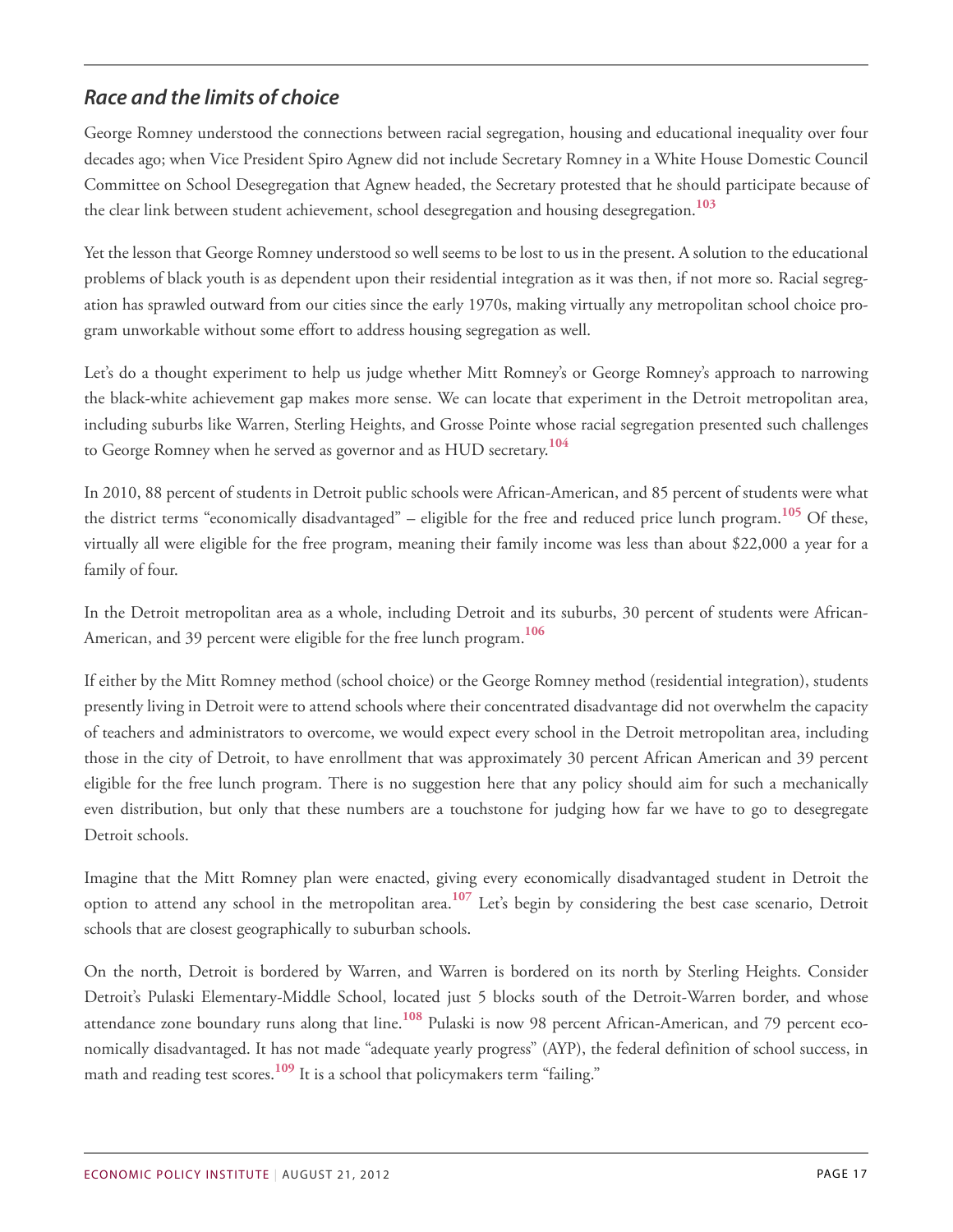## *Race and the limits of choice*

George Romney understood the connections between racial segregation, housing and educational inequality over four decades ago; when Vice President Spiro Agnew did not include Secretary Romney in a White House Domestic Council Committee on School Desegregation that Agnew headed, the Secretary protested that he should participate because of the clear link between student achievement, school desegregation and housing desegregation.[103]

Yet the lesson that George Romney understood so well seems to be lost to us in the present. A solution to the educational problems of black youth is as dependent upon their residential integration as it was then, if not more so. Racial segregation has sprawled outward from our cities since the early 1970s, making virtually any metropolitan school choice program unworkable without some effort to address housing segregation as well.

Let's do a thought experiment to help us judge whether Mitt Romney's or George Romney's approach to narrowing the black-white achievement gap makes more sense. We can locate that experiment in the Detroit metropolitan area, including suburbs like Warren, Sterling Heights, and Grosse Pointe whose racial segregation presented such challenges to George Romney when he served as governor and as HUD secretary.[104]

In 2010, 88 percent of students in Detroit public schools were African-American, and 85 percent of students were what the district terms "economically disadvantaged" – eligible for the free and reduced price lunch program.[105] Of these, virtually all were eligible for the free program, meaning their family income was less than about $22,000 a year for a family of four.

In the Detroit metropolitan area as a whole, including Detroit and its suburbs, 30 percent of students were African-American, and 39 percent were eligible for the free lunch program.[106]

If either by the Mitt Romney method (school choice) or the George Romney method (residential integration), students presently living in Detroit were to attend schools where their concentrated disadvantage did not overwhelm the capacity of teachers and administrators to overcome, we would expect every school in the Detroit metropolitan area, including those in the city of Detroit, to have enrollment that was approximately 30 percent African American and 39 percent eligible for the free lunch program. There is no suggestion here that any policy should aim for such a mechanically even distribution, but only that these numbers are a touchstone for judging how far we have to go to desegregate Detroit schools.

Imagine that the Mitt Romney plan were enacted, giving every economically disadvantaged student in Detroit the option to attend any school in the metropolitan area.[107] Let's begin by considering the best case scenario, Detroit schools that are closest geographically to suburban schools.

On the north, Detroit is bordered by Warren, and Warren is bordered on its north by Sterling Heights. Consider Detroit's Pulaski Elementary-Middle School, located just 5 blocks south of the Detroit-Warren border, and whose attendance zone boundary runs along that line.[108] Pulaski is now 98 percent African-American, and 79 percent economically disadvantaged. It has not made "adequate yearly progress" (AYP), the federal definition of school success, in math and reading test scores.[109] It is a school that policymakers term "failing."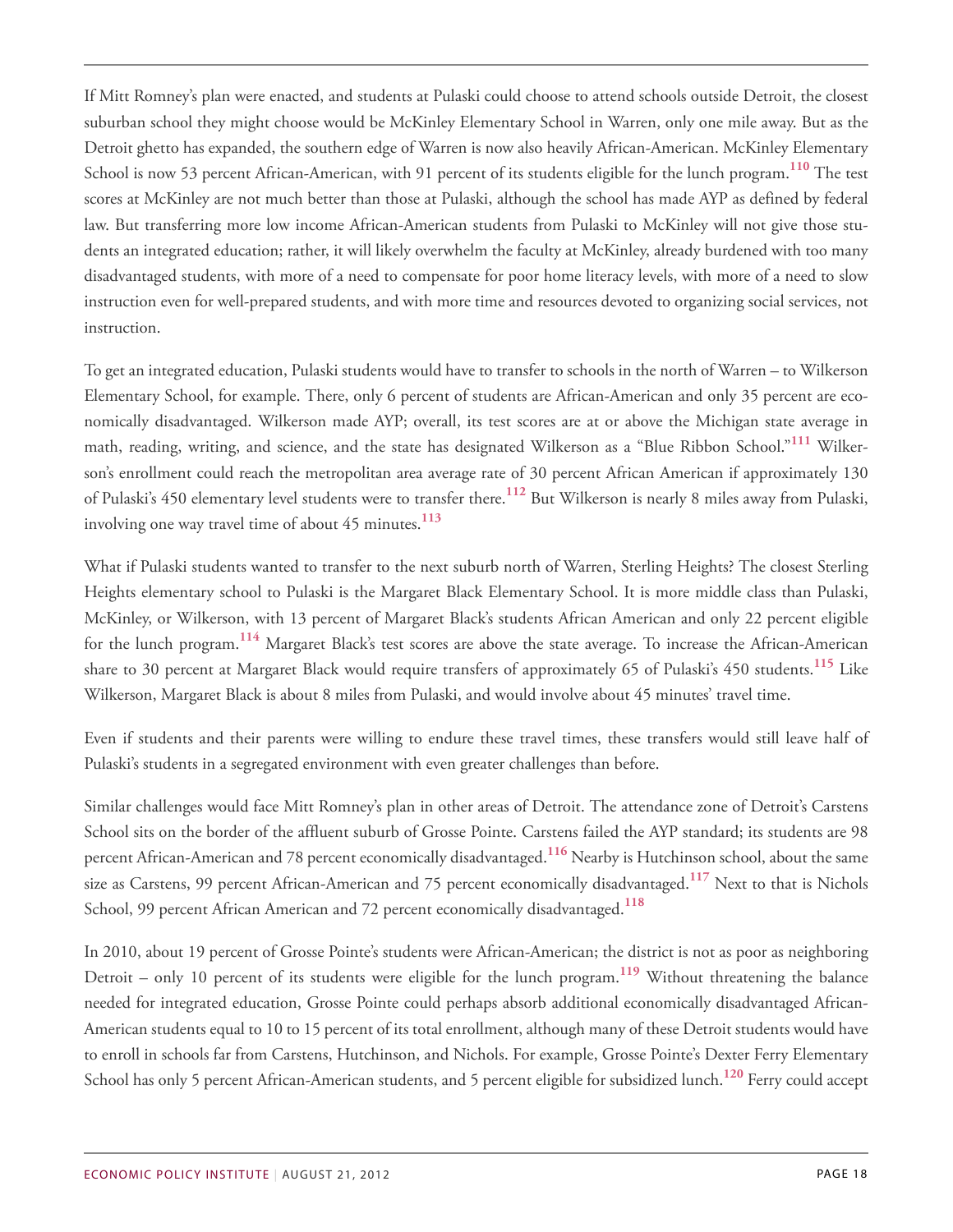If Mitt Romney's plan were enacted, and students at Pulaski could choose to attend schools outside Detroit, the closest suburban school they might choose would be McKinley Elementary School in Warren, only one mile away. But as the Detroit ghetto has expanded, the southern edge of Warren is now also heavily African-American. McKinley Elementary School is now 53 percent African-American, with 91 percent of its students eligible for the lunch program.[110] The test scores at McKinley are not much better than those at Pulaski, although the school has made AYP as defined by federal law. But transferring more low income African-American students from Pulaski to McKinley will not give those students an integrated education; rather, it will likely overwhelm the faculty at McKinley, already burdened with too many disadvantaged students, with more of a need to compensate for poor home literacy levels, with more of a need to slow instruction even for well-prepared students, and with more time and resources devoted to organizing social services, not instruction.

To get an integrated education, Pulaski students would have to transfer to schools in the north of Warren – to Wilkerson Elementary School, for example. There, only 6 percent of students are African-American and only 35 percent are economically disadvantaged. Wilkerson made AYP; overall, its test scores are at or above the Michigan state average in math, reading, writing, and science, and the state has designated Wilkerson as a "Blue Ribbon School."[111] Wilkerson's enrollment could reach the metropolitan area average rate of 30 percent African American if approximately 130 of Pulaski's 450 elementary level students were to transfer there.[112] But Wilkerson is nearly 8 miles away from Pulaski, involving one way travel time of about 45 minutes.[113]

What if Pulaski students wanted to transfer to the next suburb north of Warren, Sterling Heights? The closest Sterling Heights elementary school to Pulaski is the Margaret Black Elementary School. It is more middle class than Pulaski, McKinley, or Wilkerson, with 13 percent of Margaret Black's students African American and only 22 percent eligible for the lunch program.[114] Margaret Black's test scores are above the state average. To increase the African-American share to 30 percent at Margaret Black would require transfers of approximately 65 of Pulaski's 450 students.[115] Like Wilkerson, Margaret Black is about 8 miles from Pulaski, and would involve about 45 minutes' travel time.

Even if students and their parents were willing to endure these travel times, these transfers would still leave half of Pulaski's students in a segregated environment with even greater challenges than before.

Similar challenges would face Mitt Romney's plan in other areas of Detroit. The attendance zone of Detroit's Carstens School sits on the border of the affluent suburb of Grosse Pointe. Carstens failed the AYP standard; its students are 98 percent African-American and 78 percent economically disadvantaged.[116] Nearby is Hutchinson school, about the same size as Carstens, 99 percent African-American and 75 percent economically disadvantaged.[117] Next to that is Nichols School, 99 percent African American and 72 percent economically disadvantaged.[118]

In 2010, about 19 percent of Grosse Pointe's students were African-American; the district is not as poor as neighboring Detroit – only 10 percent of its students were eligible for the lunch program.[119] Without threatening the balance needed for integrated education, Grosse Pointe could perhaps absorb additional economically disadvantaged African-American students equal to 10 to 15 percent of its total enrollment, although many of these Detroit students would have to enroll in schools far from Carstens, Hutchinson, and Nichols. For example, Grosse Pointe's Dexter Ferry Elementary School has only 5 percent African-American students, and 5 percent eligible for subsidized lunch.[120] Ferry could accept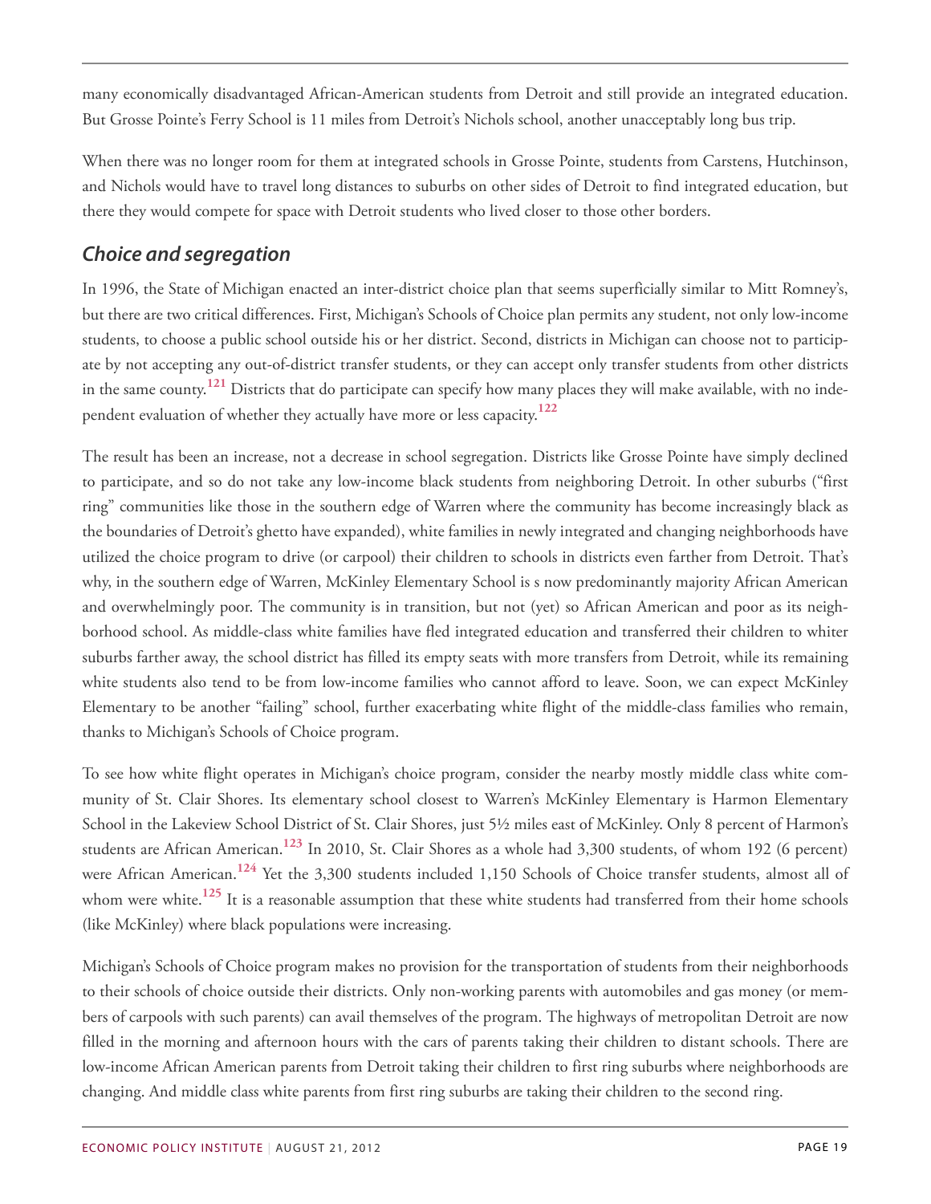many economically disadvantaged African-American students from Detroit and still provide an integrated education. But Grosse Pointe's Ferry School is 11 miles from Detroit's Nichols school, another unacceptably long bus trip.

When there was no longer room for them at integrated schools in Grosse Pointe, students from Carstens, Hutchinson, and Nichols would have to travel long distances to suburbs on other sides of Detroit to find integrated education, but there they would compete for space with Detroit students who lived closer to those other borders.

### *Choice and segregation*

In 1996, the State of Michigan enacted an inter-district choice plan that seems superficially similar to Mitt Romney's, but there are two critical differences. First, Michigan's Schools of Choice plan permits any student, not only low-income students, to choose a public school outside his or her district. Second, districts in Michigan can choose not to participate by not accepting any out-of-district transfer students, or they can accept only transfer students from other districts in the same county.[121] Districts that do participate can specify how many places they will make available, with no independent evaluation of whether they actually have more or less capacity.[122]

The result has been an increase, not a decrease in school segregation. Districts like Grosse Pointe have simply declined to participate, and so do not take any low-income black students from neighboring Detroit. In other suburbs ("first ring" communities like those in the southern edge of Warren where the community has become increasingly black as the boundaries of Detroit's ghetto have expanded), white families in newly integrated and changing neighborhoods have utilized the choice program to drive (or carpool) their children to schools in districts even farther from Detroit. That's why, in the southern edge of Warren, McKinley Elementary School is s now predominantly majority African American and overwhelmingly poor. The community is in transition, but not (yet) so African American and poor as its neighborhood school. As middle-class white families have fled integrated education and transferred their children to whiter suburbs farther away, the school district has filled its empty seats with more transfers from Detroit, while its remaining white students also tend to be from low-income families who cannot afford to leave. Soon, we can expect McKinley Elementary to be another "failing" school, further exacerbating white flight of the middle-class families who remain, thanks to Michigan's Schools of Choice program.

To see how white flight operates in Michigan's choice program, consider the nearby mostly middle class white community of St. Clair Shores. Its elementary school closest to Warren's McKinley Elementary is Harmon Elementary School in the Lakeview School District of St. Clair Shores, just 5½ miles east of McKinley. Only 8 percent of Harmon's students are African American.[123] In 2010, St. Clair Shores as a whole had 3,300 students, of whom 192 (6 percent) were African American.[124] Yet the 3,300 students included 1,150 Schools of Choice transfer students, almost all of whom were white.[125] It is a reasonable assumption that these white students had transferred from their home schools (like McKinley) where black populations were increasing.

Michigan's Schools of Choice program makes no provision for the transportation of students from their neighborhoods to their schools of choice outside their districts. Only non-working parents with automobiles and gas money (or members of carpools with such parents) can avail themselves of the program. The highways of metropolitan Detroit are now filled in the morning and afternoon hours with the cars of parents taking their children to distant schools. There are low-income African American parents from Detroit taking their children to first ring suburbs where neighborhoods are changing. And middle class white parents from first ring suburbs are taking their children to the second ring.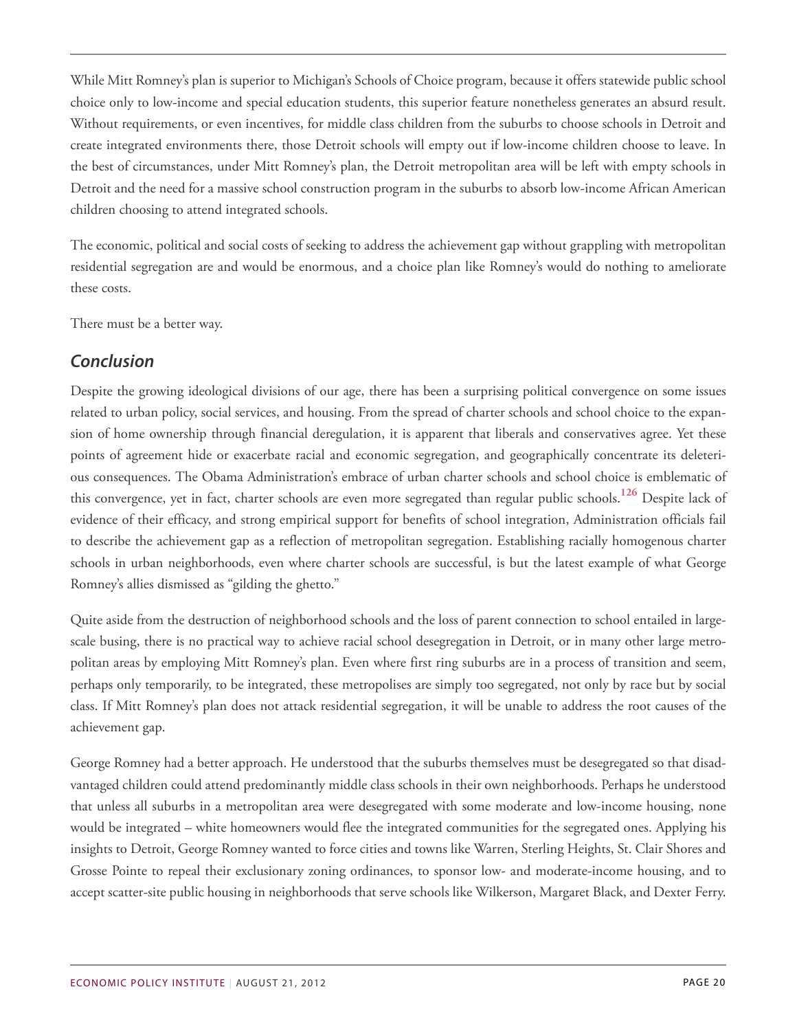While Mitt Romney's plan is superior to Michigan's Schools of Choice program, because it offers statewide public school choice only to low-income and special education students, this superior feature nonetheless generates an absurd result. Without requirements, or even incentives, for middle class children from the suburbs to choose schools in Detroit and create integrated environments there, those Detroit schools will empty out if low-income children choose to leave. In the best of circumstances, under Mitt Romney's plan, the Detroit metropolitan area will be left with empty schools in Detroit and the need for a massive school construction program in the suburbs to absorb low-income African American children choosing to attend integrated schools.

The economic, political and social costs of seeking to address the achievement gap without grappling with metropolitan residential segregation are and would be enormous, and a choice plan like Romney's would do nothing to ameliorate these costs.

There must be a better way.

## *Conclusion*

Despite the growing ideological divisions of our age, there has been a surprising political convergence on some issues related to urban policy, social services, and housing. From the spread of charter schools and school choice to the expansion of home ownership through financial deregulation, it is apparent that liberals and conservatives agree. Yet these points of agreement hide or exacerbate racial and economic segregation, and geographically concentrate its deleterious consequences. The Obama Administration's embrace of urban charter schools and school choice is emblematic of this convergence, yet in fact, charter schools are even more segregated than regular public schools.[126] Despite lack of evidence of their efficacy, and strong empirical support for benefits of school integration, Administration officials fail to describe the achievement gap as a reflection of metropolitan segregation. Establishing racially homogenous charter schools in urban neighborhoods, even where charter schools are successful, is but the latest example of what George Romney's allies dismissed as "gilding the ghetto."

Quite aside from the destruction of neighborhood schools and the loss of parent connection to school entailed in large-scale busing, there is no practical way to achieve racial school desegregation in Detroit, or in many other large metropolitan areas by employing Mitt Romney's plan. Even where first ring suburbs are in a process of transition and seem, perhaps only temporarily, to be integrated, these metropolises are simply too segregated, not only by race but by social class. If Mitt Romney's plan does not attack residential segregation, it will be unable to address the root causes of the achievement gap.

George Romney had a better approach. He understood that the suburbs themselves must be desegregated so that disadvantaged children could attend predominantly middle class schools in their own neighborhoods. Perhaps he understood that unless all suburbs in a metropolitan area were desegregated with some moderate and low-income housing, none would be integrated – white homeowners would flee the integrated communities for the segregated ones. Applying his insights to Detroit, George Romney wanted to force cities and towns like Warren, Sterling Heights, St. Clair Shores and Grosse Pointe to repeal their exclusionary zoning ordinances, to sponsor low- and moderate-income housing, and to accept scatter-site public housing in neighborhoods that serve schools like Wilkerson, Margaret Black, and Dexter Ferry.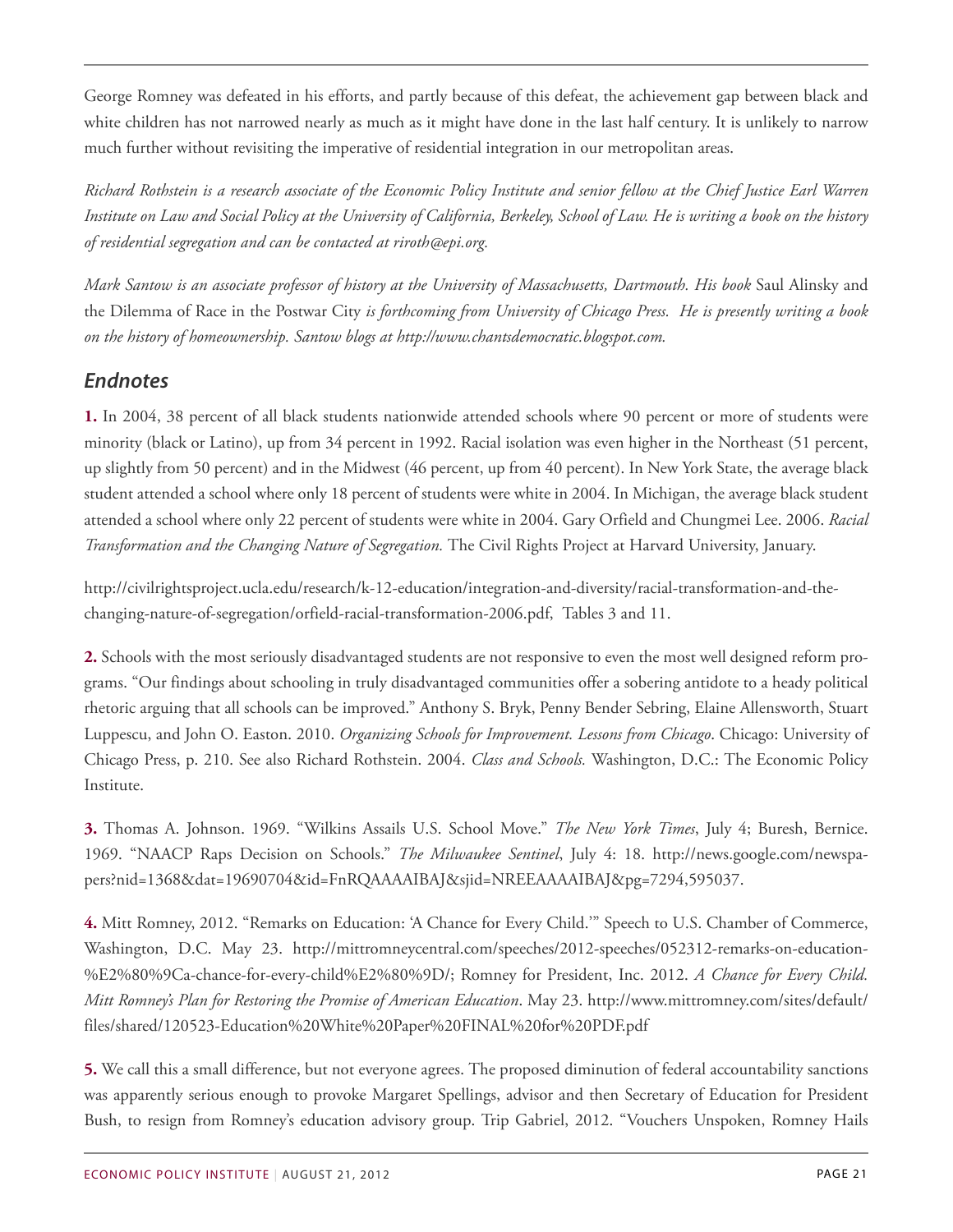George Romney was defeated in his efforts, and partly because of this defeat, the achievement gap between black and white children has not narrowed nearly as much as it might have done in the last half century. It is unlikely to narrow much further without revisiting the imperative of residential integration in our metropolitan areas.

*Richard Rothstein is a research associate of the Economic Policy Institute and senior fellow at the Chief Justice Earl Warren Institute on Law and Social Policy at the University of California, Berkeley, School of Law. He is writing a book on the history of residential segregation and can be contacted at riroth@epi.org.*

*Mark Santow is an associate professor of history at the University of Massachusetts, Dartmouth. His book* Saul Alinsky and the Dilemma of Race in the Postwar City *is forthcoming from University of Chicago Press. He is presently writing a book on the history of homeownership. Santow blogs at http://www.chantsdemocratic.blogspot.com.*

## *Endnotes*

**1.** In 2004, 38 percent of all black students nationwide attended schools where 90 percent or more of students were minority (black or Latino), up from 34 percent in 1992. Racial isolation was even higher in the Northeast (51 percent, up slightly from 50 percent) and in the Midwest (46 percent, up from 40 percent). In New York State, the average black student attended a school where only 18 percent of students were white in 2004. In Michigan, the average black student attended a school where only 22 percent of students were white in 2004. Gary Orfield and Chungmei Lee. 2006. *Racial Transformation and the Changing Nature of Segregation.* The Civil Rights Project at Harvard University, January.

http://civilrightsproject.ucla.edu/research/k-12-education/integration-and-diversity/racial-transformation-and-the-changing-nature-of-segregation/orfield-racial-transformation-2006.pdf, Tables 3 and 11.

**2.** Schools with the most seriously disadvantaged students are not responsive to even the most well designed reform programs. "Our findings about schooling in truly disadvantaged communities offer a sobering antidote to a heady political rhetoric arguing that all schools can be improved." Anthony S. Bryk, Penny Bender Sebring, Elaine Allensworth, Stuart Luppescu, and John O. Easton. 2010. *Organizing Schools for Improvement. Lessons from Chicago*. Chicago: University of Chicago Press, p. 210. See also Richard Rothstein. 2004. *Class and Schools.* Washington, D.C.: The Economic Policy Institute.

**3.** Thomas A. Johnson. 1969. "Wilkins Assails U.S. School Move." *The New York Times*, July 4; Buresh, Bernice. 1969. "NAACP Raps Decision on Schools." *The Milwaukee Sentinel*, July 4: 18. http://news.google.com/newspapers?nid=1368&dat=19690704&id=FnRQAAAAIBAJ&sjid=NREEAAAAIBAJ&pg=7294,595037.

**4.** Mitt Romney, 2012. "Remarks on Education: 'A Chance for Every Child.'" Speech to U.S. Chamber of Commerce, Washington, D.C. May 23. http://mittromneycentral.com/speeches/2012-speeches/052312-remarks-on-education-%E2%80%9Ca-chance-for-every-child%E2%80%9D/; Romney for President, Inc. 2012. *A Chance for Every Child. Mitt Romney's Plan for Restoring the Promise of American Education*. May 23. http://www.mittromney.com/sites/default/files/shared/120523-Education%20White%20Paper%20FINAL%20for%20PDF.pdf

**5.** We call this a small difference, but not everyone agrees. The proposed diminution of federal accountability sanctions was apparently serious enough to provoke Margaret Spellings, advisor and then Secretary of Education for President Bush, to resign from Romney's education advisory group. Trip Gabriel, 2012. "Vouchers Unspoken, Romney Hails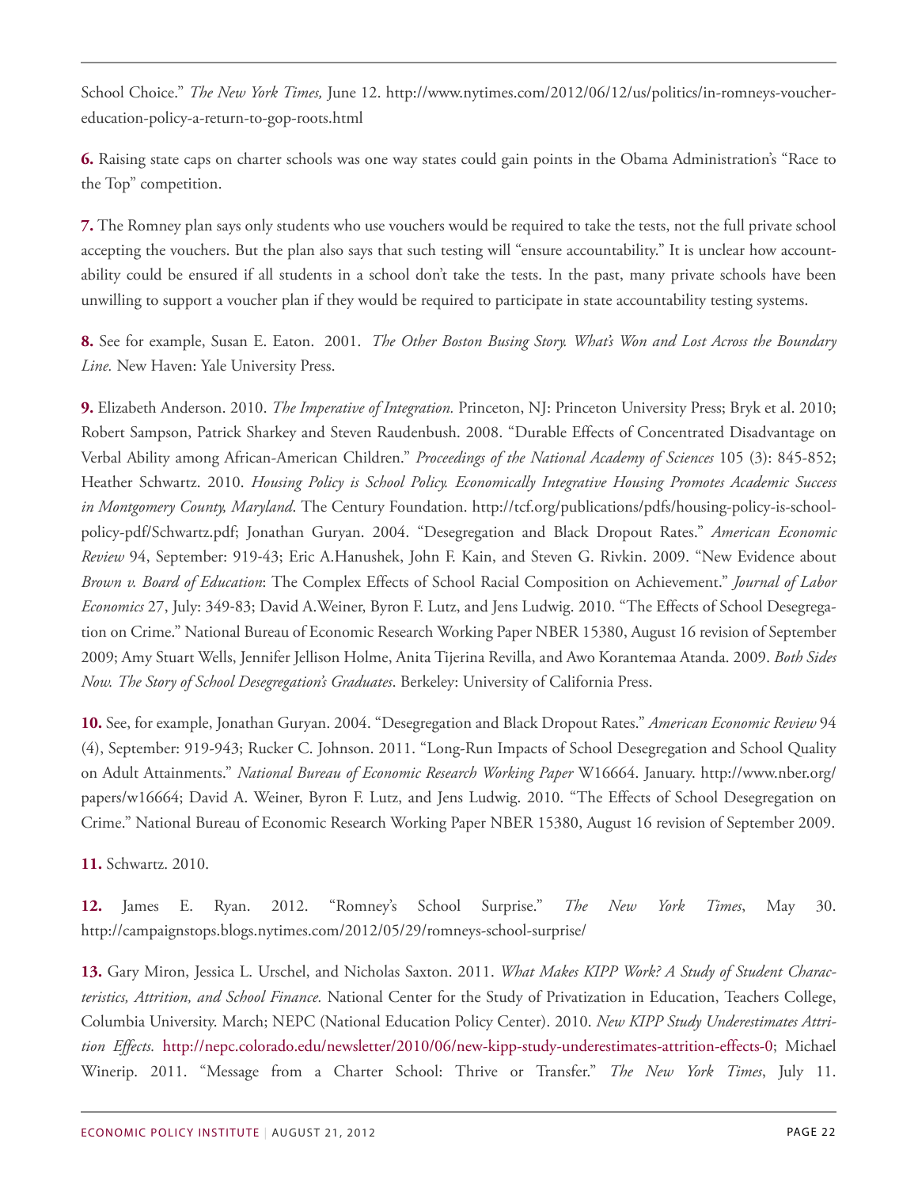School Choice." *The New York Times,* June 12. http://www.nytimes.com/2012/06/12/us/politics/in-romneys-voucher-education-policy-a-return-to-gop-roots.html

**6.** Raising state caps on charter schools was one way states could gain points in the Obama Administration's "Race to the Top" competition.

**7.** The Romney plan says only students who use vouchers would be required to take the tests, not the full private school accepting the vouchers. But the plan also says that such testing will "ensure accountability." It is unclear how accountability could be ensured if all students in a school don't take the tests. In the past, many private schools have been unwilling to support a voucher plan if they would be required to participate in state accountability testing systems.

**8.** See for example, Susan E. Eaton. 2001. *The Other Boston Busing Story. What's Won and Lost Across the Boundary Line.* New Haven: Yale University Press.

**9.** Elizabeth Anderson. 2010. *The Imperative of Integration.* Princeton, NJ: Princeton University Press; Bryk et al. 2010; Robert Sampson, Patrick Sharkey and Steven Raudenbush. 2008. "Durable Effects of Concentrated Disadvantage on Verbal Ability among African-American Children." *Proceedings of the National Academy of Sciences* 105 (3): 845-852; Heather Schwartz. 2010. *Housing Policy is School Policy. Economically Integrative Housing Promotes Academic Success in Montgomery County, Maryland*. The Century Foundation. http://tcf.org/publications/pdfs/housing-policy-is-school-policy-pdf/Schwartz.pdf; Jonathan Guryan. 2004. "Desegregation and Black Dropout Rates." *American Economic Review* 94, September: 919-43; Eric A.Hanushek, John F. Kain, and Steven G. Rivkin. 2009. "New Evidence about *Brown v. Board of Education*: The Complex Effects of School Racial Composition on Achievement." *Journal of Labor Economics* 27, July: 349-83; David A.Weiner, Byron F. Lutz, and Jens Ludwig. 2010. "The Effects of School Desegregation on Crime." National Bureau of Economic Research Working Paper NBER 15380, August 16 revision of September 2009; Amy Stuart Wells, Jennifer Jellison Holme, Anita Tijerina Revilla, and Awo Korantemaa Atanda. 2009. *Both Sides Now. The Story of School Desegregation's Graduates*. Berkeley: University of California Press.

**10.** See, for example, Jonathan Guryan. 2004. "Desegregation and Black Dropout Rates." *American Economic Review* 94 (4), September: 919-943; Rucker C. Johnson. 2011. "Long-Run Impacts of School Desegregation and School Quality on Adult Attainments." *National Bureau of Economic Research Working Paper* W16664. January. http://www.nber.org/papers/w16664; David A. Weiner, Byron F. Lutz, and Jens Ludwig. 2010. "The Effects of School Desegregation on Crime." National Bureau of Economic Research Working Paper NBER 15380, August 16 revision of September 2009.

**11.** Schwartz. 2010.

**12.** James E. Ryan. 2012. "Romney's School Surprise." *The New York Times*, May 30. http://campaignstops.blogs.nytimes.com/2012/05/29/romneys-school-surprise/

**13.** Gary Miron, Jessica L. Urschel, and Nicholas Saxton. 2011. *What Makes KIPP Work? A Study of Student Characteristics, Attrition, and School Finance.* National Center for the Study of Privatization in Education, Teachers College, Columbia University. March; NEPC (National Education Policy Center). 2010. *New KIPP Study Underestimates Attrition Effects.* http://nepc.colorado.edu/newsletter/2010/06/new-kipp-study-underestimates-attrition-effects-0; Michael Winerip. 2011. "Message from a Charter School: Thrive or Transfer." *The New York Times*, July 11.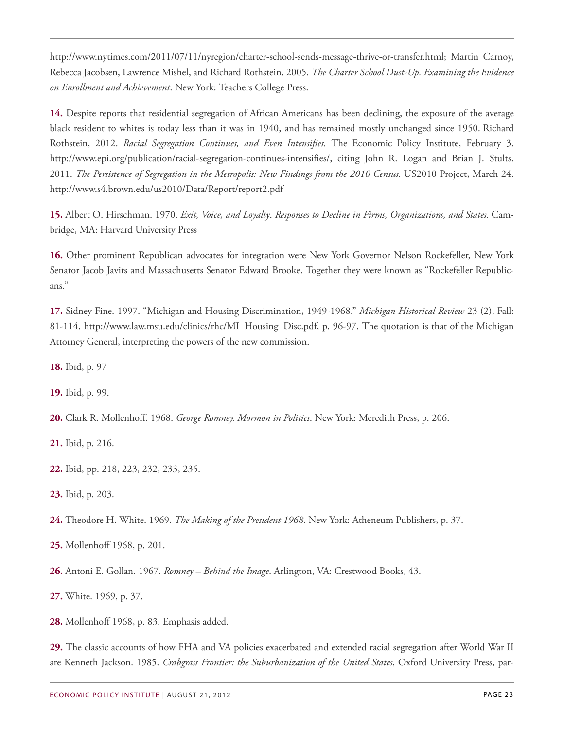http://www.nytimes.com/2011/07/11/nyregion/charter-school-sends-message-thrive-or-transfer.html; Martin Carnoy, Rebecca Jacobsen, Lawrence Mishel, and Richard Rothstein. 2005. *The Charter School Dust-Up. Examining the Evidence on Enrollment and Achievement*. New York: Teachers College Press.

**14.** Despite reports that residential segregation of African Americans has been declining, the exposure of the average black resident to whites is today less than it was in 1940, and has remained mostly unchanged since 1950. Richard Rothstein, 2012. *Racial Segregation Continues, and Even Intensifies.* The Economic Policy Institute, February 3. http://www.epi.org/publication/racial-segregation-continues-intensifies/, citing John R. Logan and Brian J. Stults. 2011. *The Persistence of Segregation in the Metropolis: New Findings from the 2010 Census.* US2010 Project, March 24. http://www.s4.brown.edu/us2010/Data/Report/report2.pdf

**15.** Albert O. Hirschman. 1970. *Exit, Voice, and Loyalty*. *Responses to Decline in Firms, Organizations, and States.* Cambridge, MA: Harvard University Press

**16.** Other prominent Republican advocates for integration were New York Governor Nelson Rockefeller, New York Senator Jacob Javits and Massachusetts Senator Edward Brooke. Together they were known as "Rockefeller Republicans."

**17.** Sidney Fine. 1997. "Michigan and Housing Discrimination, 1949-1968." *Michigan Historical Review* 23 (2), Fall: 81-114. http://www.law.msu.edu/clinics/rhc/MI_Housing_Disc.pdf, p. 96-97. The quotation is that of the Michigan Attorney General, interpreting the powers of the new commission.

**18.** Ibid, p. 97

**19.** Ibid, p. 99.

**20.** Clark R. Mollenhoff. 1968. *George Romney. Mormon in Politics*. New York: Meredith Press, p. 206.

**21.** Ibid, p. 216.

**22.** Ibid, pp. 218, 223, 232, 233, 235.

**23.** Ibid, p. 203.

**24.** Theodore H. White. 1969. *The Making of the President 1968*. New York: Atheneum Publishers, p. 37.

**25.** Mollenhoff 1968, p. 201.

**26.** Antoni E. Gollan. 1967. *Romney – Behind the Image*. Arlington, VA: Crestwood Books, 43.

**27.** White. 1969, p. 37.

**28.** Mollenhoff 1968, p. 83. Emphasis added.

**29.** The classic accounts of how FHA and VA policies exacerbated and extended racial segregation after World War II are Kenneth Jackson. 1985. *Crabgrass Frontier: the Suburbanization of the United States*, Oxford University Press, par-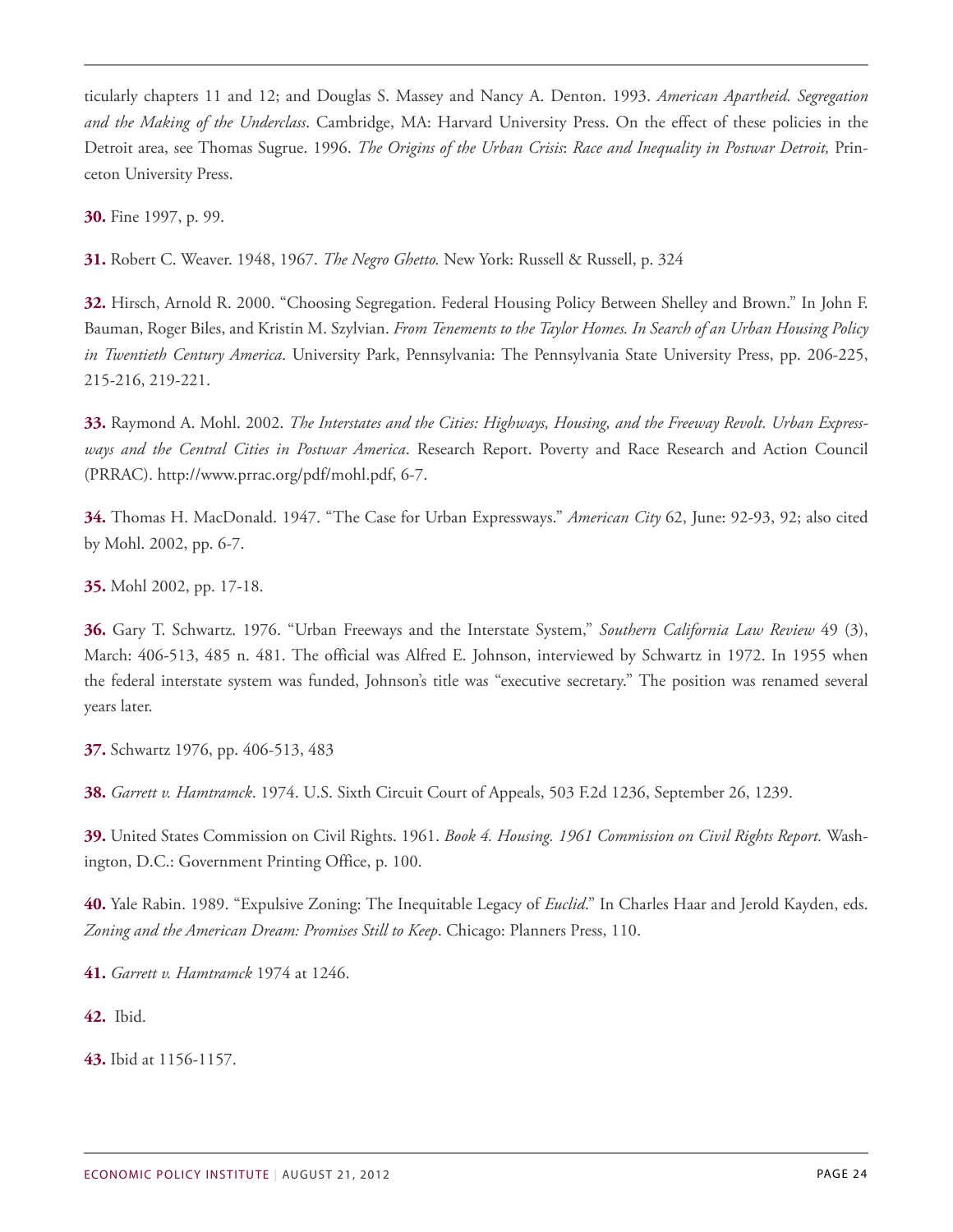ticularly chapters 11 and 12; and Douglas S. Massey and Nancy A. Denton. 1993. *American Apartheid. Segregation and the Making of the Underclass*. Cambridge, MA: Harvard University Press. On the effect of these policies in the Detroit area, see Thomas Sugrue. 1996. *The Origins of the Urban Crisis*: *Race and Inequality in Postwar Detroit,* Princeton University Press.

**30.** Fine 1997, p. 99.

**31.** Robert C. Weaver. 1948, 1967. *The Negro Ghetto.* New York: Russell & Russell, p. 324

**32.** Hirsch, Arnold R. 2000. "Choosing Segregation. Federal Housing Policy Between Shelley and Brown." In John F. Bauman, Roger Biles, and Kristin M. Szylvian. *From Tenements to the Taylor Homes. In Search of an Urban Housing Policy in Twentieth Century America*. University Park, Pennsylvania: The Pennsylvania State University Press, pp. 206-225, 215-216, 219-221.

**33.** Raymond A. Mohl. 2002. *The Interstates and the Cities: Highways, Housing, and the Freeway Revolt. Urban Expressways and the Central Cities in Postwar America*. Research Report. Poverty and Race Research and Action Council (PRRAC). http://www.prrac.org/pdf/mohl.pdf, 6-7.

**34.** Thomas H. MacDonald. 1947. "The Case for Urban Expressways." *American City* 62, June: 92-93, 92; also cited by Mohl. 2002, pp. 6-7.

**35.** Mohl 2002, pp. 17-18.

**36.** Gary T. Schwartz. 1976. "Urban Freeways and the Interstate System," *Southern California Law Review* 49 (3), March: 406-513, 485 n. 481. The official was Alfred E. Johnson, interviewed by Schwartz in 1972. In 1955 when the federal interstate system was funded, Johnson's title was "executive secretary." The position was renamed several years later.

**37.** Schwartz 1976, pp. 406-513, 483

**38.** *Garrett v. Hamtramck*. 1974. U.S. Sixth Circuit Court of Appeals, 503 F.2d 1236, September 26, 1239.

**39.** United States Commission on Civil Rights. 1961. *Book 4. Housing. 1961 Commission on Civil Rights Report.* Washington, D.C.: Government Printing Office, p. 100.

**40.** Yale Rabin. 1989. "Expulsive Zoning: The Inequitable Legacy of *Euclid*." In Charles Haar and Jerold Kayden, eds. *Zoning and the American Dream: Promises Still to Keep*. Chicago: Planners Press, 110.

**41.** *Garrett v. Hamtramck* 1974 at 1246.

**42.** Ibid.

**43.** Ibid at 1156-1157.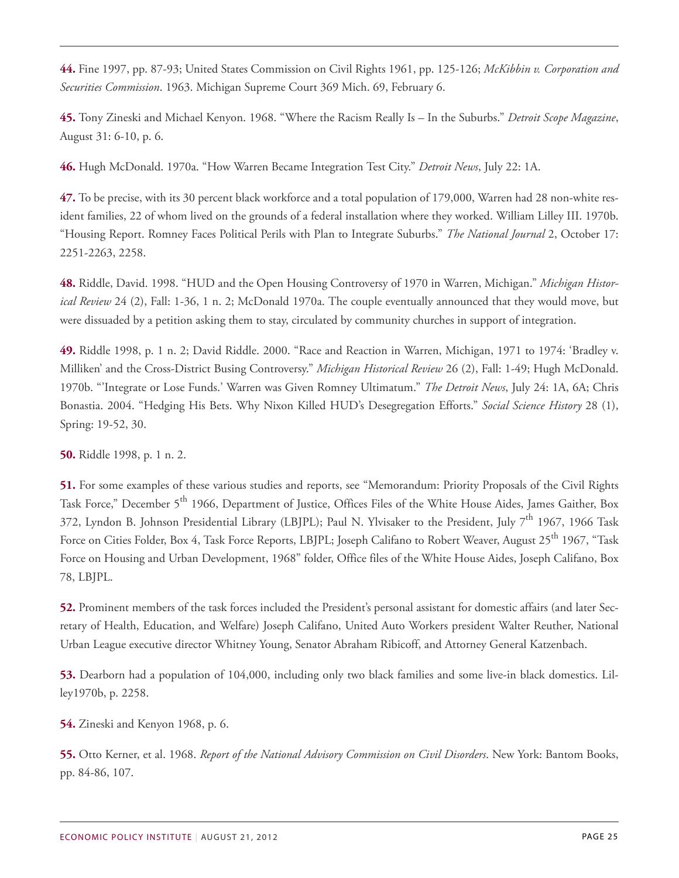**44.** Fine 1997, pp. 87-93; United States Commission on Civil Rights 1961, pp. 125-126; *McKibbin v. Corporation and Securities Commission*. 1963. Michigan Supreme Court 369 Mich. 69, February 6.

**45.** Tony Zineski and Michael Kenyon. 1968. "Where the Racism Really Is – In the Suburbs." *Detroit Scope Magazine*, August 31: 6-10, p. 6.

**46.** Hugh McDonald. 1970a. "How Warren Became Integration Test City." *Detroit News*, July 22: 1A.

**47.** To be precise, with its 30 percent black workforce and a total population of 179,000, Warren had 28 non-white resident families, 22 of whom lived on the grounds of a federal installation where they worked. William Lilley III. 1970b. "Housing Report. Romney Faces Political Perils with Plan to Integrate Suburbs." *The National Journal* 2, October 17: 2251-2263, 2258.

**48.** Riddle, David. 1998. "HUD and the Open Housing Controversy of 1970 in Warren, Michigan." *Michigan Historical Review* 24 (2), Fall: 1-36, 1 n. 2; McDonald 1970a. The couple eventually announced that they would move, but were dissuaded by a petition asking them to stay, circulated by community churches in support of integration.

**49.** Riddle 1998, p. 1 n. 2; David Riddle. 2000. "Race and Reaction in Warren, Michigan, 1971 to 1974: 'Bradley v. Milliken' and the Cross-District Busing Controversy." *Michigan Historical Review* 26 (2), Fall: 1-49; Hugh McDonald. 1970b. "'Integrate or Lose Funds.' Warren was Given Romney Ultimatum." *The Detroit News*, July 24: 1A, 6A; Chris Bonastia. 2004. "Hedging His Bets. Why Nixon Killed HUD's Desegregation Efforts." *Social Science History* 28 (1), Spring: 19-52, 30.

**50.** Riddle 1998, p. 1 n. 2.

**51.** For some examples of these various studies and reports, see "Memorandum: Priority Proposals of the Civil Rights Task Force," December 5th 1966, Department of Justice, Offices Files of the White House Aides, James Gaither, Box 372, Lyndon B. Johnson Presidential Library (LBJPL); Paul N. Ylvisaker to the President, July 7th 1967, 1966 Task Force on Cities Folder, Box 4, Task Force Reports, LBJPL; Joseph Califano to Robert Weaver, August 25th 1967, "Task Force on Housing and Urban Development, 1968" folder, Office files of the White House Aides, Joseph Califano, Box 78, LBJPL.

**52.** Prominent members of the task forces included the President's personal assistant for domestic affairs (and later Secretary of Health, Education, and Welfare) Joseph Califano, United Auto Workers president Walter Reuther, National Urban League executive director Whitney Young, Senator Abraham Ribicoff, and Attorney General Katzenbach.

**53.** Dearborn had a population of 104,000, including only two black families and some live-in black domestics. Lilley1970b, p. 2258.

**54.** Zineski and Kenyon 1968, p. 6.

**55.** Otto Kerner, et al. 1968. *Report of the National Advisory Commission on Civil Disorders*. New York: Bantom Books, pp. 84-86, 107.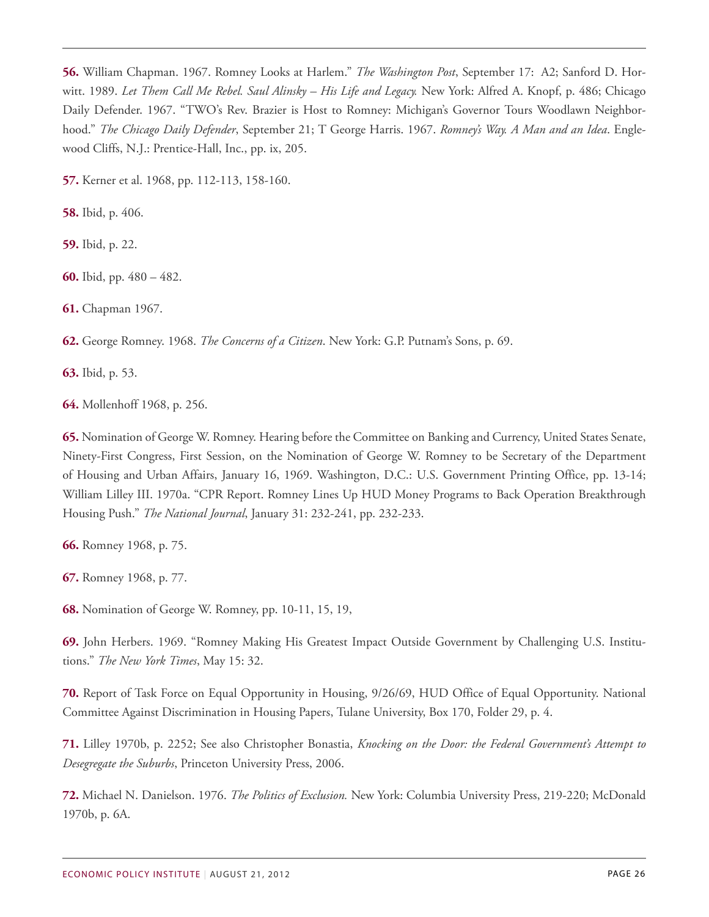**56.** William Chapman. 1967. Romney Looks at Harlem." *The Washington Post*, September 17: A2; Sanford D. Horwitt. 1989. *Let Them Call Me Rebel. Saul Alinsky – His Life and Legacy.* New York: Alfred A. Knopf, p. 486; Chicago Daily Defender. 1967. "TWO's Rev. Brazier is Host to Romney: Michigan's Governor Tours Woodlawn Neighborhood." *The Chicago Daily Defender*, September 21; T George Harris. 1967. *Romney's Way. A Man and an Idea*. Englewood Cliffs, N.J.: Prentice-Hall, Inc., pp. ix, 205.

**57.** Kerner et al. 1968, pp. 112-113, 158-160.

**58.** Ibid, p. 406.

**59.** Ibid, p. 22.

**60.** Ibid, pp. 480 – 482.

**61.** Chapman 1967.

**62.** George Romney. 1968. *The Concerns of a Citizen*. New York: G.P. Putnam's Sons, p. 69.

**63.** Ibid, p. 53.

**64.** Mollenhoff 1968, p. 256.

**65.** Nomination of George W. Romney. Hearing before the Committee on Banking and Currency, United States Senate, Ninety-First Congress, First Session, on the Nomination of George W. Romney to be Secretary of the Department of Housing and Urban Affairs, January 16, 1969. Washington, D.C.: U.S. Government Printing Office, pp. 13-14; William Lilley III. 1970a. "CPR Report. Romney Lines Up HUD Money Programs to Back Operation Breakthrough Housing Push." *The National Journal*, January 31: 232-241, pp. 232-233.

**66.** Romney 1968, p. 75.

**67.** Romney 1968, p. 77.

**68.** Nomination of George W. Romney, pp. 10-11, 15, 19,

**69.** John Herbers. 1969. "Romney Making His Greatest Impact Outside Government by Challenging U.S. Institutions." *The New York Times*, May 15: 32.

**70.** Report of Task Force on Equal Opportunity in Housing, 9/26/69, HUD Office of Equal Opportunity. National Committee Against Discrimination in Housing Papers, Tulane University, Box 170, Folder 29, p. 4.

**71.** Lilley 1970b, p. 2252; See also Christopher Bonastia, *Knocking on the Door: the Federal Government's Attempt to Desegregate the Suburbs*, Princeton University Press, 2006.

**72.** Michael N. Danielson. 1976. *The Politics of Exclusion.* New York: Columbia University Press, 219-220; McDonald 1970b, p. 6A.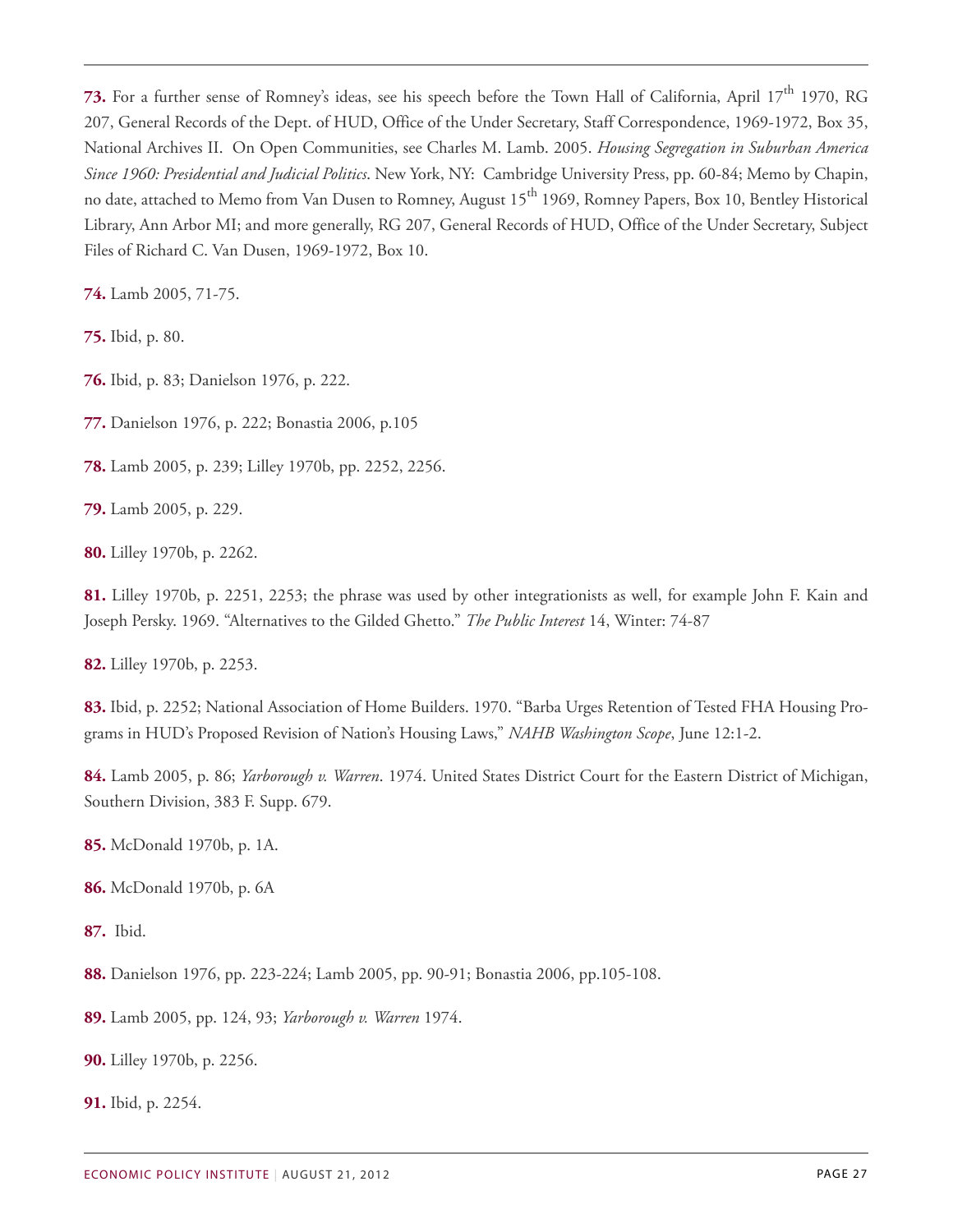**73.** For a further sense of Romney's ideas, see his speech before the Town Hall of California, April 17th 1970, RG 207, General Records of the Dept. of HUD, Office of the Under Secretary, Staff Correspondence, 1969-1972, Box 35, National Archives II. On Open Communities, see Charles M. Lamb. 2005. *Housing Segregation in Suburban America Since 1960: Presidential and Judicial Politics*. New York, NY: Cambridge University Press, pp. 60-84; Memo by Chapin, no date, attached to Memo from Van Dusen to Romney, August 15th 1969, Romney Papers, Box 10, Bentley Historical Library, Ann Arbor MI; and more generally, RG 207, General Records of HUD, Office of the Under Secretary, Subject Files of Richard C. Van Dusen, 1969-1972, Box 10.

**74.** Lamb 2005, 71-75.

**75.** Ibid, p. 80.

**76.** Ibid, p. 83; Danielson 1976, p. 222.

**77.** Danielson 1976, p. 222; Bonastia 2006, p.105

**78.** Lamb 2005, p. 239; Lilley 1970b, pp. 2252, 2256.

**79.** Lamb 2005, p. 229.

**80.** Lilley 1970b, p. 2262.

**81.** Lilley 1970b, p. 2251, 2253; the phrase was used by other integrationists as well, for example John F. Kain and Joseph Persky. 1969. "Alternatives to the Gilded Ghetto." *The Public Interest* 14, Winter: 74-87

**82.** Lilley 1970b, p. 2253.

**83.** Ibid, p. 2252; National Association of Home Builders. 1970. "Barba Urges Retention of Tested FHA Housing Programs in HUD's Proposed Revision of Nation's Housing Laws," *NAHB Washington Scope*, June 12:1-2.

**84.** Lamb 2005, p. 86; *Yarborough v. Warren*. 1974. United States District Court for the Eastern District of Michigan, Southern Division, 383 F. Supp. 679.

**85.** McDonald 1970b, p. 1A.

**86.** McDonald 1970b, p. 6A

**87.** Ibid.

**88.** Danielson 1976, pp. 223-224; Lamb 2005, pp. 90-91; Bonastia 2006, pp.105-108.

**89.** Lamb 2005, pp. 124, 93; *Yarborough v. Warren* 1974.

**90.** Lilley 1970b, p. 2256.

**91.** Ibid, p. 2254.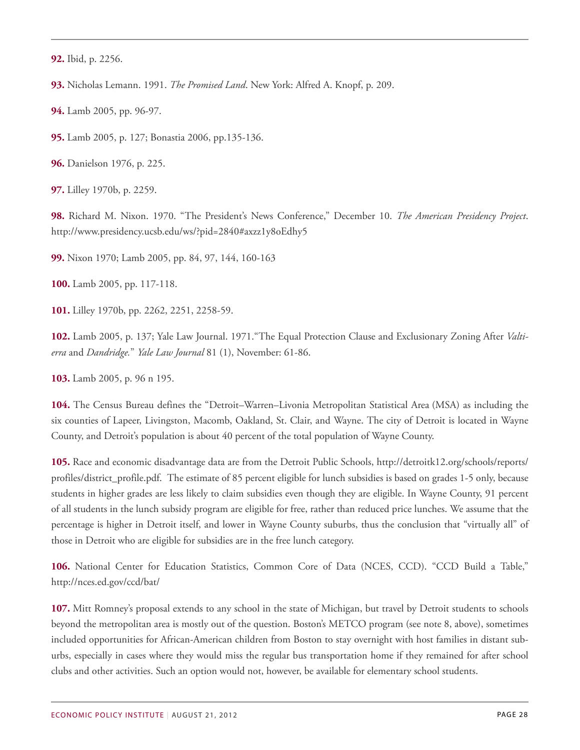**92.** Ibid, p. 2256.

**93.** Nicholas Lemann. 1991. *The Promised Land*. New York: Alfred A. Knopf, p. 209.

**94.** Lamb 2005, pp. 96-97.

**95.** Lamb 2005, p. 127; Bonastia 2006, pp.135-136.

**96.** Danielson 1976, p. 225.

**97.** Lilley 1970b, p. 2259.

**98.** Richard M. Nixon. 1970. "The President's News Conference," December 10. *The American Presidency Project*. http://www.presidency.ucsb.edu/ws/?pid=2840#axzz1y8oEdhy5

**99.** Nixon 1970; Lamb 2005, pp. 84, 97, 144, 160-163

**100.** Lamb 2005, pp. 117-118.

**101.** Lilley 1970b, pp. 2262, 2251, 2258-59.

**102.** Lamb 2005, p. 137; Yale Law Journal. 1971."The Equal Protection Clause and Exclusionary Zoning After *Valtierra* and *Dandridge*." *Yale Law Journal* 81 (1), November: 61-86.

**103.** Lamb 2005, p. 96 n 195.

**104.** The Census Bureau defines the "Detroit–Warren–Livonia Metropolitan Statistical Area (MSA) as including the six counties of Lapeer, Livingston, Macomb, Oakland, St. Clair, and Wayne. The city of Detroit is located in Wayne County, and Detroit's population is about 40 percent of the total population of Wayne County.

**105.** Race and economic disadvantage data are from the Detroit Public Schools, http://detroitk12.org/schools/reports/profiles/district_profile.pdf. The estimate of 85 percent eligible for lunch subsidies is based on grades 1-5 only, because students in higher grades are less likely to claim subsidies even though they are eligible. In Wayne County, 91 percent of all students in the lunch subsidy program are eligible for free, rather than reduced price lunches. We assume that the percentage is higher in Detroit itself, and lower in Wayne County suburbs, thus the conclusion that "virtually all" of those in Detroit who are eligible for subsidies are in the free lunch category.

**106.** National Center for Education Statistics, Common Core of Data (NCES, CCD). "CCD Build a Table," http://nces.ed.gov/ccd/bat/

**107.** Mitt Romney's proposal extends to any school in the state of Michigan, but travel by Detroit students to schools beyond the metropolitan area is mostly out of the question. Boston's METCO program (see note 8, above), sometimes included opportunities for African-American children from Boston to stay overnight with host families in distant suburbs, especially in cases where they would miss the regular bus transportation home if they remained for after school clubs and other activities. Such an option would not, however, be available for elementary school students.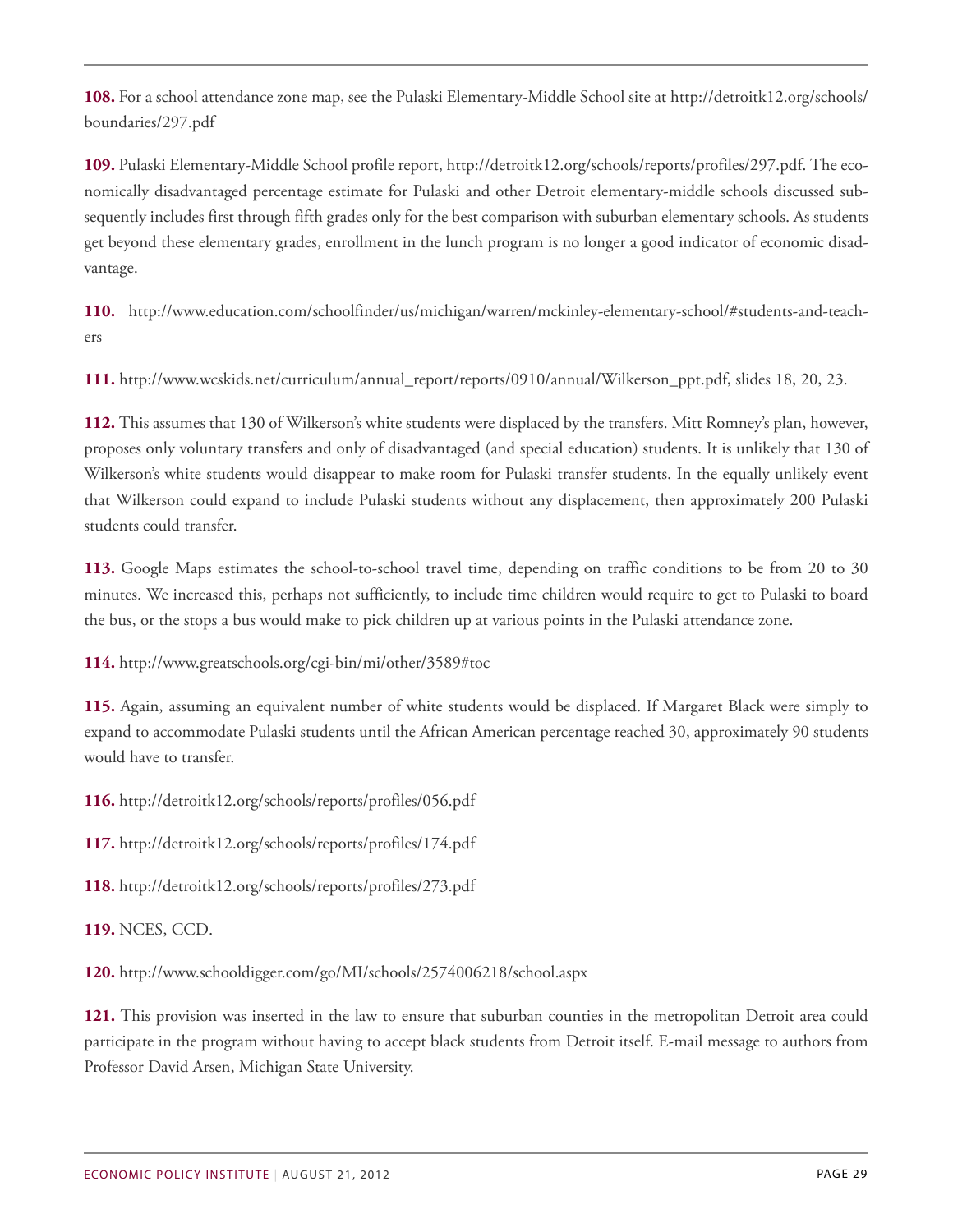**108.** For a school attendance zone map, see the Pulaski Elementary-Middle School site at http://detroitk12.org/schools/boundaries/297.pdf

**109.** Pulaski Elementary-Middle School profile report, http://detroitk12.org/schools/reports/profiles/297.pdf. The economically disadvantaged percentage estimate for Pulaski and other Detroit elementary-middle schools discussed subsequently includes first through fifth grades only for the best comparison with suburban elementary schools. As students get beyond these elementary grades, enrollment in the lunch program is no longer a good indicator of economic disadvantage.

**110.** http://www.education.com/schoolfinder/us/michigan/warren/mckinley-elementary-school/#students-and-teachers

**111.** http://www.wcskids.net/curriculum/annual_report/reports/0910/annual/Wilkerson_ppt.pdf, slides 18, 20, 23.

**112.** This assumes that 130 of Wilkerson's white students were displaced by the transfers. Mitt Romney's plan, however, proposes only voluntary transfers and only of disadvantaged (and special education) students. It is unlikely that 130 of Wilkerson's white students would disappear to make room for Pulaski transfer students. In the equally unlikely event that Wilkerson could expand to include Pulaski students without any displacement, then approximately 200 Pulaski students could transfer.

**113.** Google Maps estimates the school-to-school travel time, depending on traffic conditions to be from 20 to 30 minutes. We increased this, perhaps not sufficiently, to include time children would require to get to Pulaski to board the bus, or the stops a bus would make to pick children up at various points in the Pulaski attendance zone.

**114.** http://www.greatschools.org/cgi-bin/mi/other/3589#toc

**115.** Again, assuming an equivalent number of white students would be displaced. If Margaret Black were simply to expand to accommodate Pulaski students until the African American percentage reached 30, approximately 90 students would have to transfer.

**116.** http://detroitk12.org/schools/reports/profiles/056.pdf

**117.** http://detroitk12.org/schools/reports/profiles/174.pdf

**118.** http://detroitk12.org/schools/reports/profiles/273.pdf

**119.** NCES, CCD.

**120.** http://www.schooldigger.com/go/MI/schools/2574006218/school.aspx

**121.** This provision was inserted in the law to ensure that suburban counties in the metropolitan Detroit area could participate in the program without having to accept black students from Detroit itself. E-mail message to authors from Professor David Arsen, Michigan State University.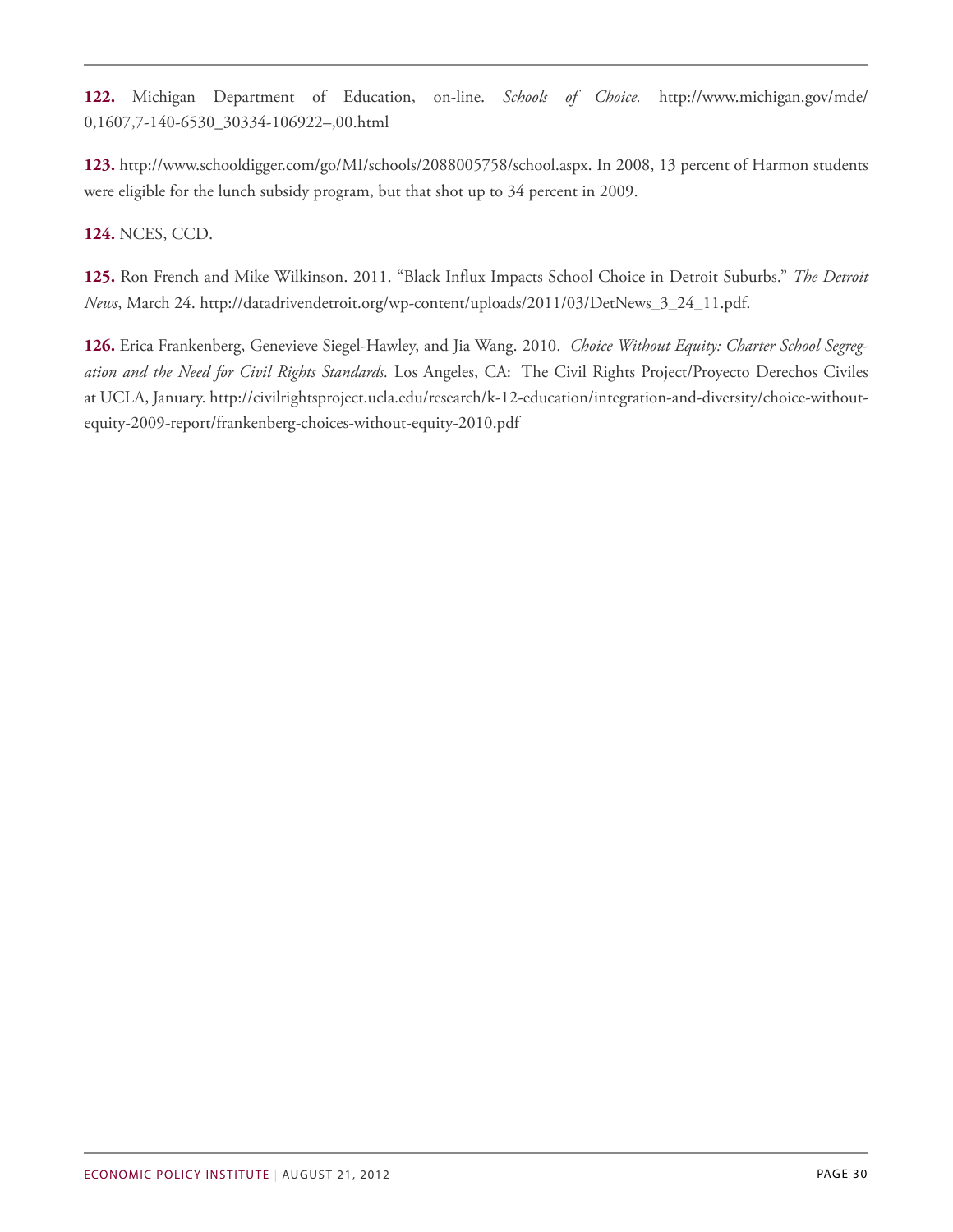**122.** Michigan Department of Education, on-line. *Schools of Choice.* http://www.michigan.gov/mde/0,1607,7-140-6530_30334-106922–,00.html

**123.** http://www.schooldigger.com/go/MI/schools/2088005758/school.aspx. In 2008, 13 percent of Harmon students were eligible for the lunch subsidy program, but that shot up to 34 percent in 2009.

**124.** NCES, CCD.

**125.** Ron French and Mike Wilkinson. 2011. "Black Influx Impacts School Choice in Detroit Suburbs." *The Detroit News*, March 24. http://datadrivendetroit.org/wp-content/uploads/2011/03/DetNews_3_24_11.pdf.

**126.** Erica Frankenberg, Genevieve Siegel-Hawley, and Jia Wang. 2010. *Choice Without Equity: Charter School Segregation and the Need for Civil Rights Standards.* Los Angeles, CA: The Civil Rights Project/Proyecto Derechos Civiles at UCLA, January. http://civilrightsproject.ucla.edu/research/k-12-education/integration-and-diversity/choice-without-equity-2009-report/frankenberg-choices-without-equity-2010.pdf